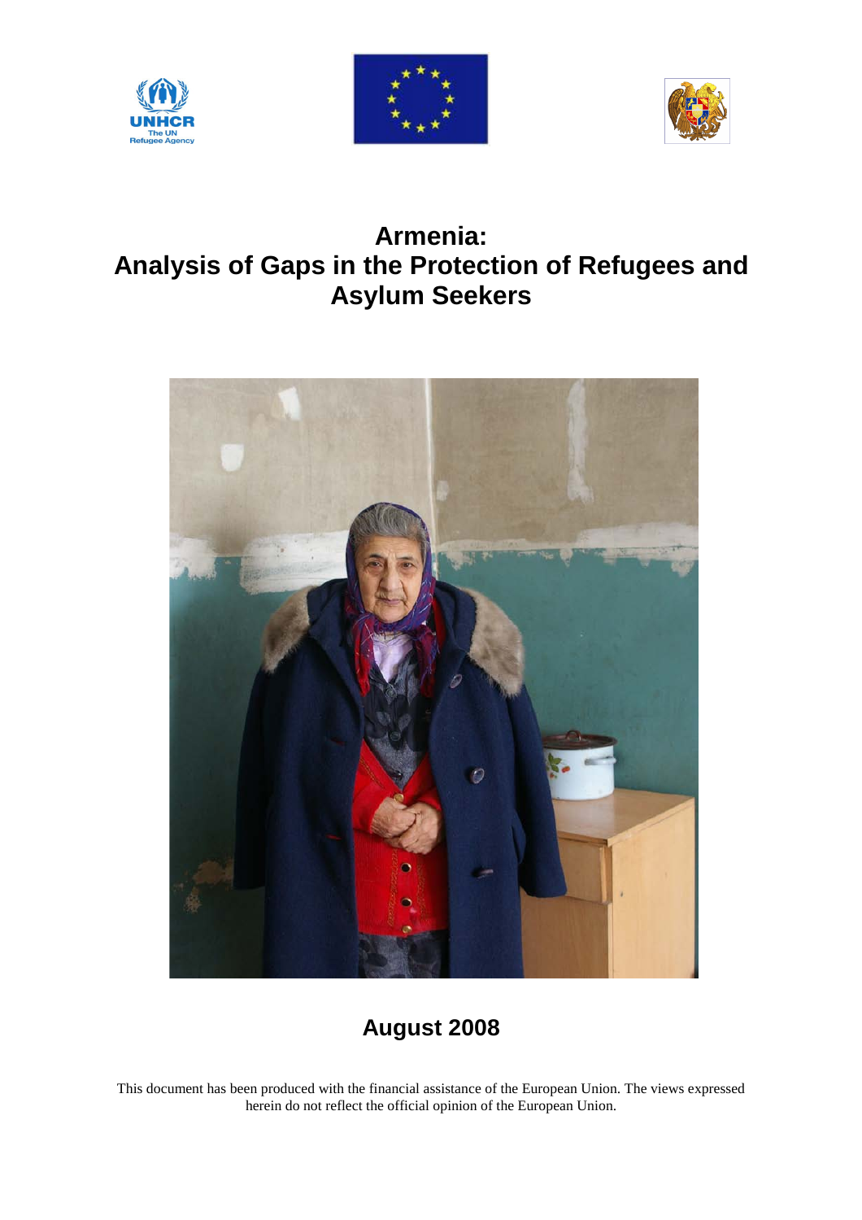# Armenia:
# Analysis of Gaps in the Protection of Refugees and Asylum Seekers

## August 2008

This document has been produced with the financial assistance of the European Union. The views expressed herein do not reflect the official opinion of the European Union.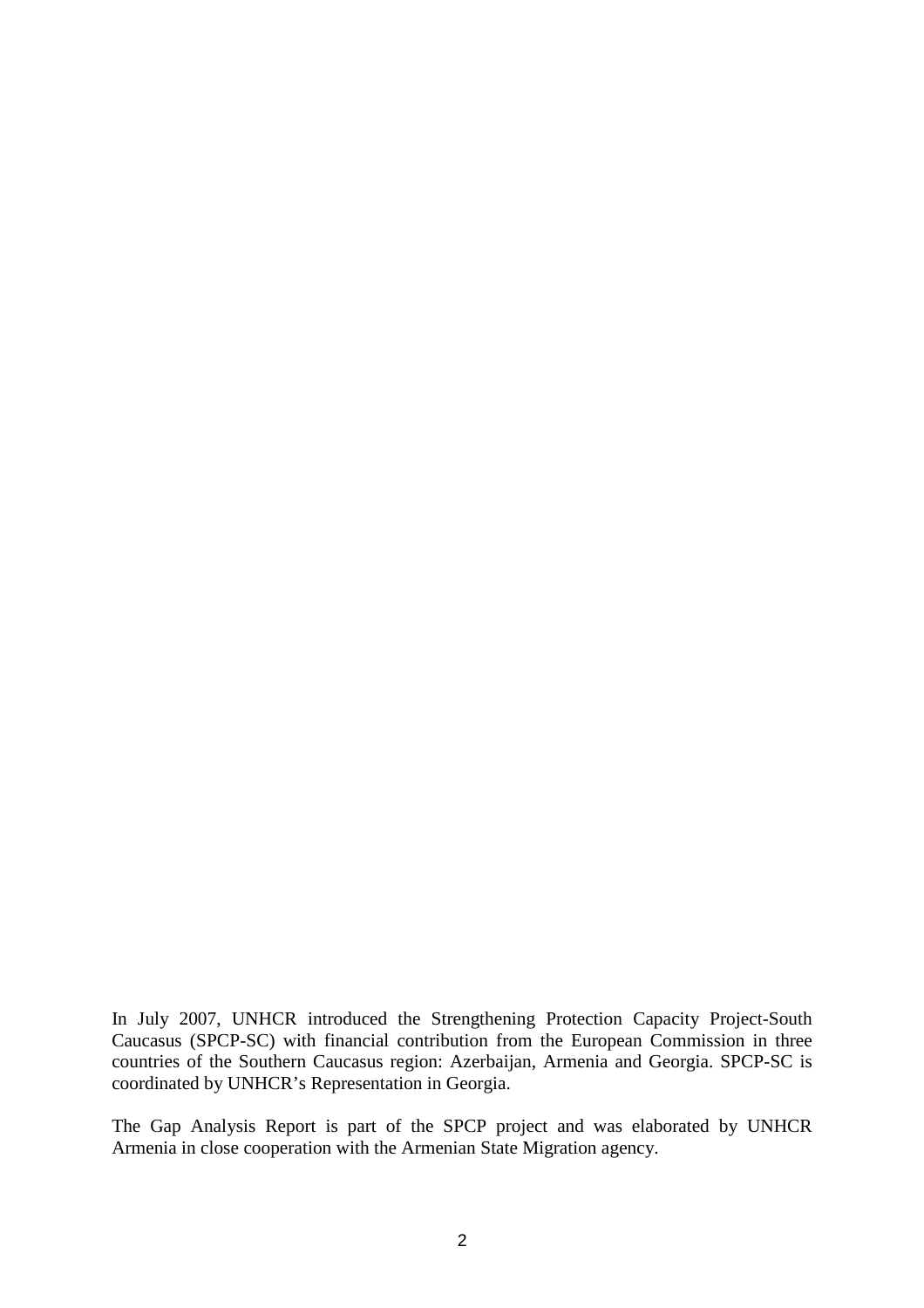In July 2007, UNHCR introduced the Strengthening Protection Capacity Project-South Caucasus (SPCP-SC) with financial contribution from the European Commission in three countries of the Southern Caucasus region: Azerbaijan, Armenia and Georgia. SPCP-SC is coordinated by UNHCR's Representation in Georgia.

The Gap Analysis Report is part of the SPCP project and was elaborated by UNHCR Armenia in close cooperation with the Armenian State Migration agency.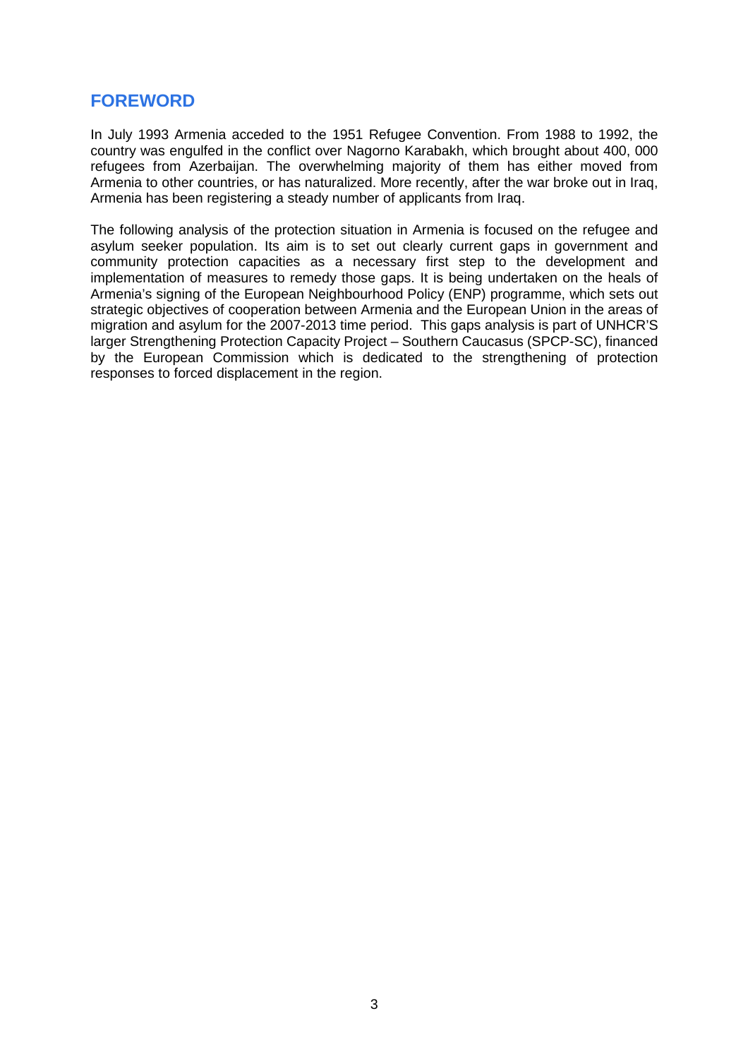## FOREWORD

In July 1993 Armenia acceded to the 1951 Refugee Convention. From 1988 to 1992, the country was engulfed in the conflict over Nagorno Karabakh, which brought about 400, 000 refugees from Azerbaijan. The overwhelming majority of them has either moved from Armenia to other countries, or has naturalized. More recently, after the war broke out in Iraq, Armenia has been registering a steady number of applicants from Iraq.

The following analysis of the protection situation in Armenia is focused on the refugee and asylum seeker population. Its aim is to set out clearly current gaps in government and community protection capacities as a necessary first step to the development and implementation of measures to remedy those gaps. It is being undertaken on the heals of Armenia's signing of the European Neighbourhood Policy (ENP) programme, which sets out strategic objectives of cooperation between Armenia and the European Union in the areas of migration and asylum for the 2007-2013 time period. This gaps analysis is part of UNHCR'S larger Strengthening Protection Capacity Project – Southern Caucasus (SPCP-SC), financed by the European Commission which is dedicated to the strengthening of protection responses to forced displacement in the region.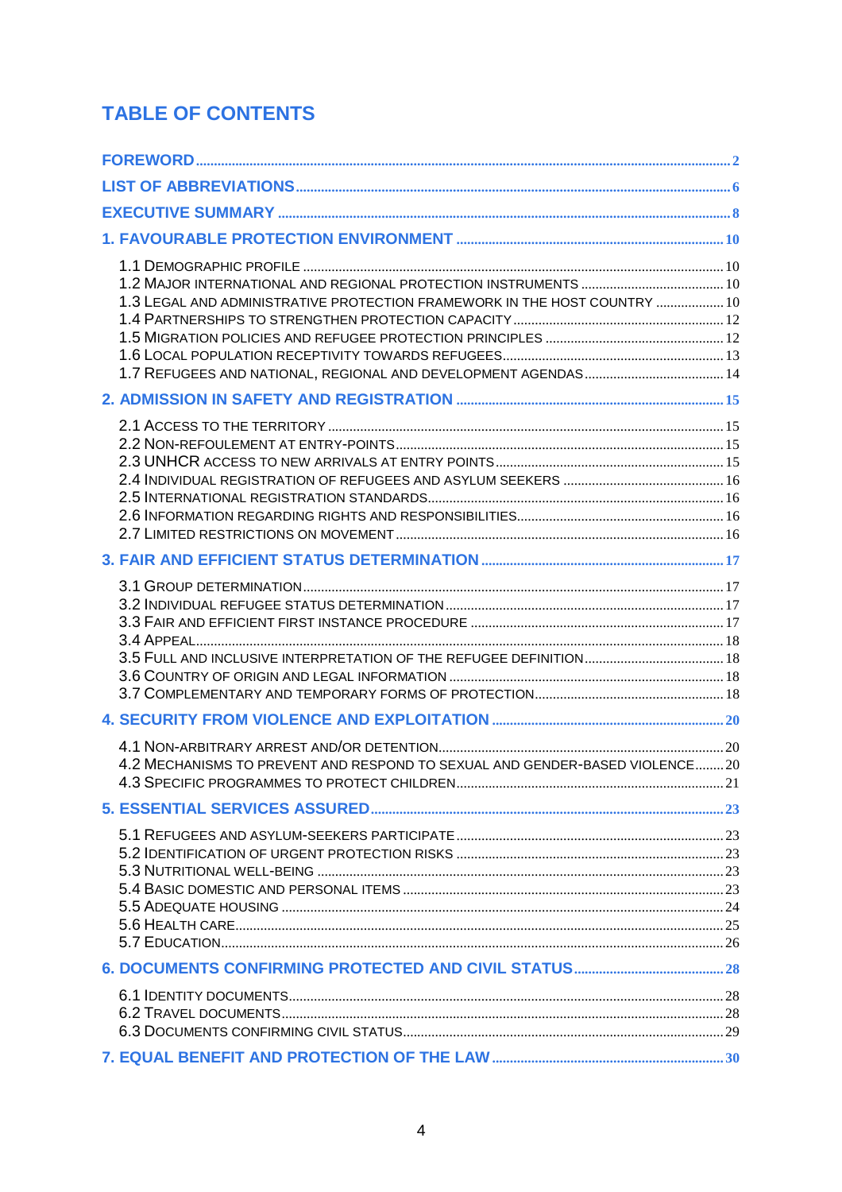# TABLE OF CONTENTS

FOREWORD ..... 2

LIST OF ABBREVIATIONS ..... 6

EXECUTIVE SUMMARY ..... 8

1. FAVOURABLE PROTECTION ENVIRONMENT ..... 10

- 1.1 DEMOGRAPHIC PROFILE ..... 10
- 1.2 MAJOR INTERNATIONAL AND REGIONAL PROTECTION INSTRUMENTS ..... 10
- 1.3 LEGAL AND ADMINISTRATIVE PROTECTION FRAMEWORK IN THE HOST COUNTRY ..... 10
- 1.4 PARTNERSHIPS TO STRENGTHEN PROTECTION CAPACITY ..... 12
- 1.5 MIGRATION POLICIES AND REFUGEE PROTECTION PRINCIPLES ..... 12
- 1.6 LOCAL POPULATION RECEPTIVITY TOWARDS REFUGEES ..... 13
- 1.7 REFUGEES AND NATIONAL, REGIONAL AND DEVELOPMENT AGENDAS ..... 14

2. ADMISSION IN SAFETY AND REGISTRATION ..... 15

- 2.1 ACCESS TO THE TERRITORY ..... 15
- 2.2 NON-REFOULEMENT AT ENTRY-POINTS ..... 15
- 2.3 UNHCR ACCESS TO NEW ARRIVALS AT ENTRY POINTS ..... 15
- 2.4 INDIVIDUAL REGISTRATION OF REFUGEES AND ASYLUM SEEKERS ..... 16
- 2.5 INTERNATIONAL REGISTRATION STANDARDS ..... 16
- 2.6 INFORMATION REGARDING RIGHTS AND RESPONSIBILITIES ..... 16
- 2.7 LIMITED RESTRICTIONS ON MOVEMENT ..... 16

3. FAIR AND EFFICIENT STATUS DETERMINATION ..... 17

- 3.1 GROUP DETERMINATION ..... 17
- 3.2 INDIVIDUAL REFUGEE STATUS DETERMINATION ..... 17
- 3.3 FAIR AND EFFICIENT FIRST INSTANCE PROCEDURE ..... 17
- 3.4 APPEAL ..... 18
- 3.5 FULL AND INCLUSIVE INTERPRETATION OF THE REFUGEE DEFINITION ..... 18
- 3.6 COUNTRY OF ORIGIN AND LEGAL INFORMATION ..... 18
- 3.7 COMPLEMENTARY AND TEMPORARY FORMS OF PROTECTION ..... 18

4. SECURITY FROM VIOLENCE AND EXPLOITATION ..... 20

- 4.1 NON-ARBITRARY ARREST AND/OR DETENTION ..... 20
- 4.2 MECHANISMS TO PREVENT AND RESPOND TO SEXUAL AND GENDER-BASED VIOLENCE ..... 20
- 4.3 SPECIFIC PROGRAMMES TO PROTECT CHILDREN ..... 21

5. ESSENTIAL SERVICES ASSURED ..... 23

- 5.1 REFUGEES AND ASYLUM-SEEKERS PARTICIPATE ..... 23
- 5.2 IDENTIFICATION OF URGENT PROTECTION RISKS ..... 23
- 5.3 NUTRITIONAL WELL-BEING ..... 23
- 5.4 BASIC DOMESTIC AND PERSONAL ITEMS ..... 23
- 5.5 ADEQUATE HOUSING ..... 24
- 5.6 HEALTH CARE ..... 25
- 5.7 EDUCATION ..... 26

6. DOCUMENTS CONFIRMING PROTECTED AND CIVIL STATUS ..... 28

- 6.1 IDENTITY DOCUMENTS ..... 28
- 6.2 TRAVEL DOCUMENTS ..... 28
- 6.3 DOCUMENTS CONFIRMING CIVIL STATUS ..... 29

7. EQUAL BENEFIT AND PROTECTION OF THE LAW ..... 30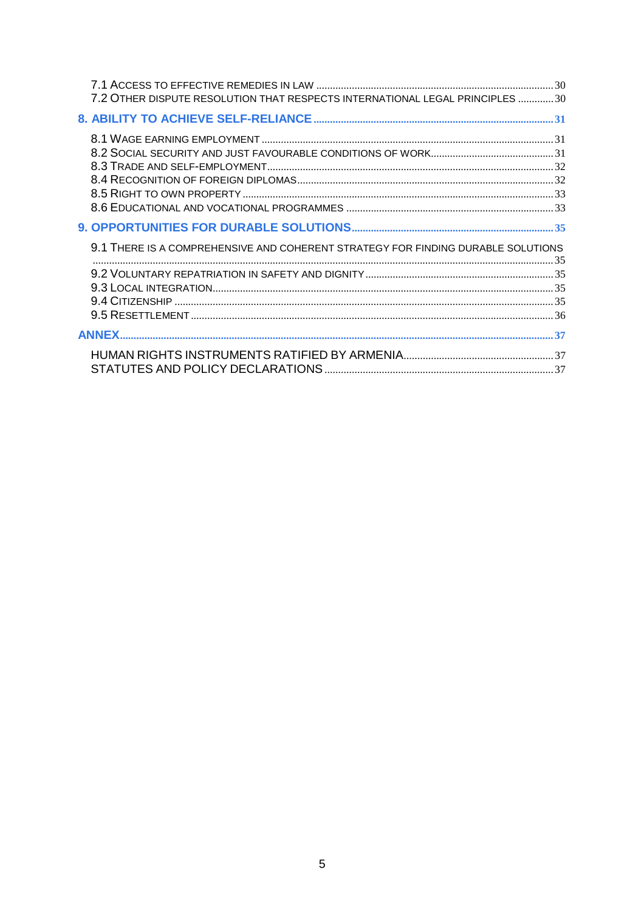7.1 Access to effective remedies in law ..... 30
7.2 Other dispute resolution that respects international legal principles ..... 30

**8. ABILITY TO ACHIEVE SELF-RELIANCE ..... 31**

8.1 Wage earning employment ..... 31
8.2 Social security and just favourable conditions of work ..... 31
8.3 Trade and self-employment ..... 32
8.4 Recognition of foreign diplomas ..... 32
8.5 Right to own property ..... 33
8.6 Educational and vocational programmes ..... 33

**9. OPPORTUNITIES FOR DURABLE SOLUTIONS ..... 35**

9.1 There is a comprehensive and coherent strategy for finding durable solutions ..... 35
9.2 Voluntary repatriation in safety and dignity ..... 35
9.3 Local integration ..... 35
9.4 Citizenship ..... 35
9.5 Resettlement ..... 36

**ANNEX ..... 37**

HUMAN RIGHTS INSTRUMENTS RATIFIED BY ARMENIA ..... 37
STATUTES AND POLICY DECLARATIONS ..... 37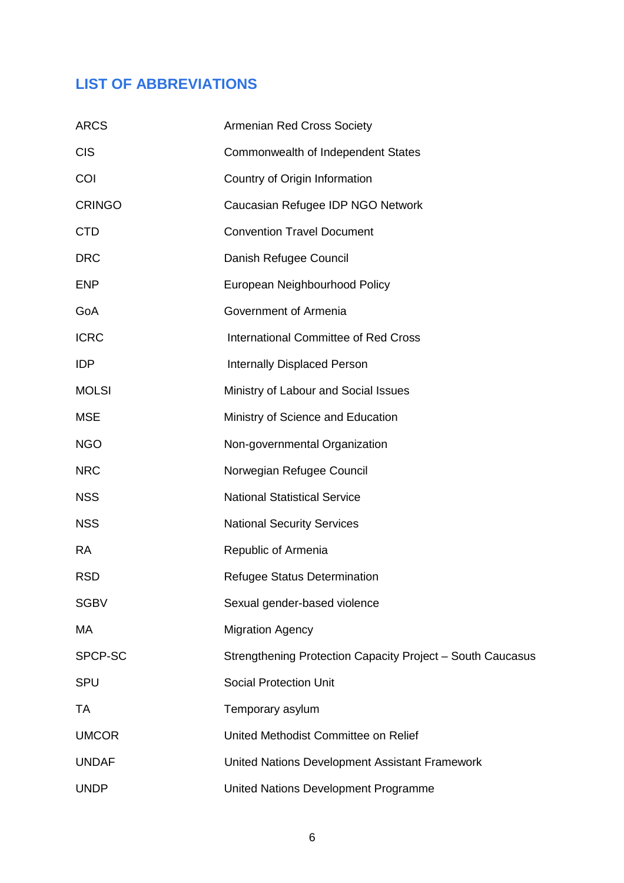## LIST OF ABBREVIATIONS

| | |
|---|---|
| ARCS | Armenian Red Cross Society |
| CIS | Commonwealth of Independent States |
| COI | Country of Origin Information |
| CRINGO | Caucasian Refugee IDP NGO Network |
| CTD | Convention Travel Document |
| DRC | Danish Refugee Council |
| ENP | European Neighbourhood Policy |
| GoA | Government of Armenia |
| ICRC | International Committee of Red Cross |
| IDP | Internally Displaced Person |
| MOLSI | Ministry of Labour and Social Issues |
| MSE | Ministry of Science and Education |
| NGO | Non-governmental Organization |
| NRC | Norwegian Refugee Council |
| NSS | National Statistical Service |
| NSS | National Security Services |
| RA | Republic of Armenia |
| RSD | Refugee Status Determination |
| SGBV | Sexual gender-based violence |
| MA | Migration Agency |
| SPCP-SC | Strengthening Protection Capacity Project – South Caucasus |
| SPU | Social Protection Unit |
| TA | Temporary asylum |
| UMCOR | United Methodist Committee on Relief |
| UNDAF | United Nations Development Assistant Framework |
| UNDP | United Nations Development Programme |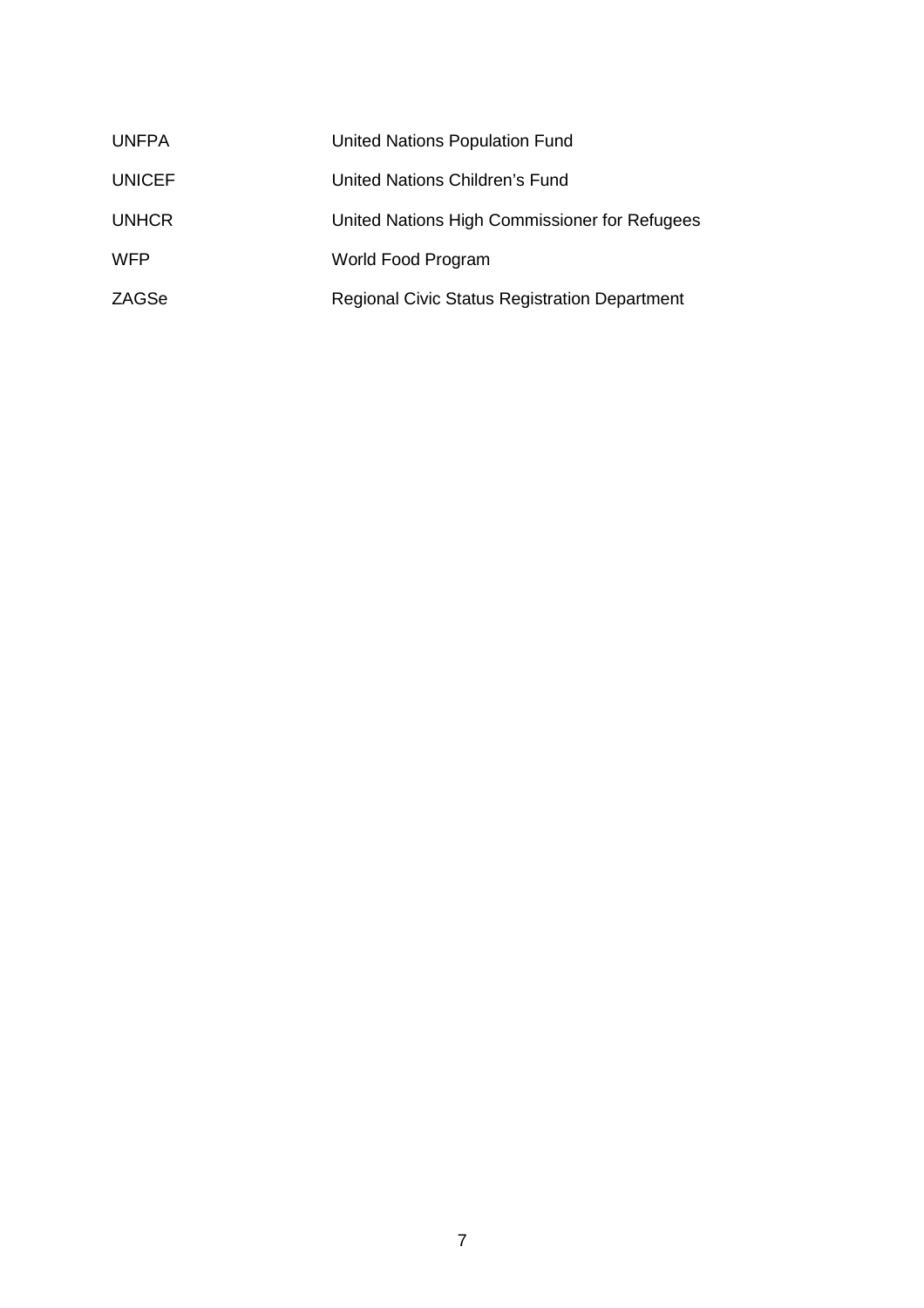| | |
|---|---|
| UNFPA | United Nations Population Fund |
| UNICEF | United Nations Children's Fund |
| UNHCR | United Nations High Commissioner for Refugees |
| WFP | World Food Program |
| ZAGSe | Regional Civic Status Registration Department |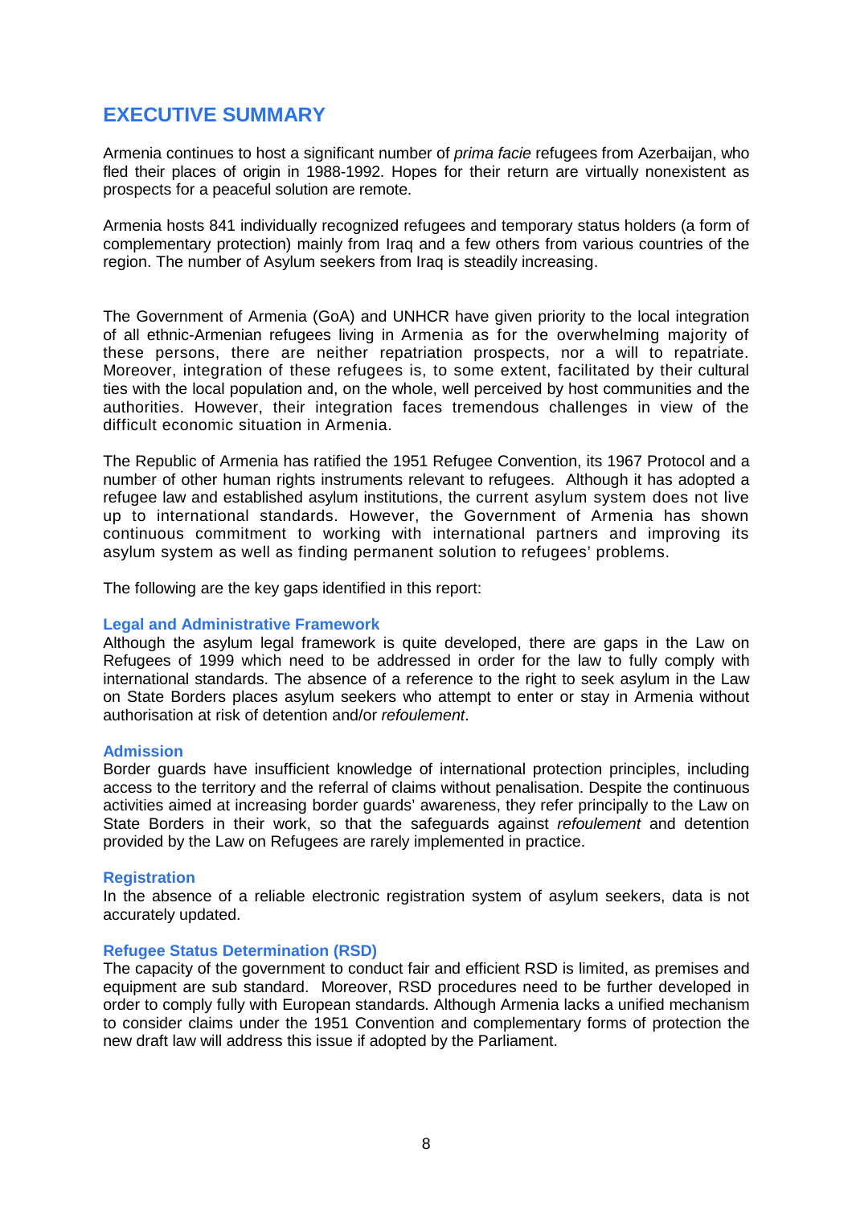## EXECUTIVE SUMMARY

Armenia continues to host a significant number of *prima facie* refugees from Azerbaijan, who fled their places of origin in 1988-1992. Hopes for their return are virtually nonexistent as prospects for a peaceful solution are remote.

Armenia hosts 841 individually recognized refugees and temporary status holders (a form of complementary protection) mainly from Iraq and a few others from various countries of the region. The number of Asylum seekers from Iraq is steadily increasing.

The Government of Armenia (GoA) and UNHCR have given priority to the local integration of all ethnic-Armenian refugees living in Armenia as for the overwhelming majority of these persons, there are neither repatriation prospects, nor a will to repatriate. Moreover, integration of these refugees is, to some extent, facilitated by their cultural ties with the local population and, on the whole, well perceived by host communities and the authorities. However, their integration faces tremendous challenges in view of the difficult economic situation in Armenia.

The Republic of Armenia has ratified the 1951 Refugee Convention, its 1967 Protocol and a number of other human rights instruments relevant to refugees. Although it has adopted a refugee law and established asylum institutions, the current asylum system does not live up to international standards. However, the Government of Armenia has shown continuous commitment to working with international partners and improving its asylum system as well as finding permanent solution to refugees' problems.

The following are the key gaps identified in this report:

### Legal and Administrative Framework

Although the asylum legal framework is quite developed, there are gaps in the Law on Refugees of 1999 which need to be addressed in order for the law to fully comply with international standards. The absence of a reference to the right to seek asylum in the Law on State Borders places asylum seekers who attempt to enter or stay in Armenia without authorisation at risk of detention and/or *refoulement*.

### Admission

Border guards have insufficient knowledge of international protection principles, including access to the territory and the referral of claims without penalisation. Despite the continuous activities aimed at increasing border guards' awareness, they refer principally to the Law on State Borders in their work, so that the safeguards against *refoulement* and detention provided by the Law on Refugees are rarely implemented in practice.

### Registration

In the absence of a reliable electronic registration system of asylum seekers, data is not accurately updated.

### Refugee Status Determination (RSD)

The capacity of the government to conduct fair and efficient RSD is limited, as premises and equipment are sub standard. Moreover, RSD procedures need to be further developed in order to comply fully with European standards. Although Armenia lacks a unified mechanism to consider claims under the 1951 Convention and complementary forms of protection the new draft law will address this issue if adopted by the Parliament.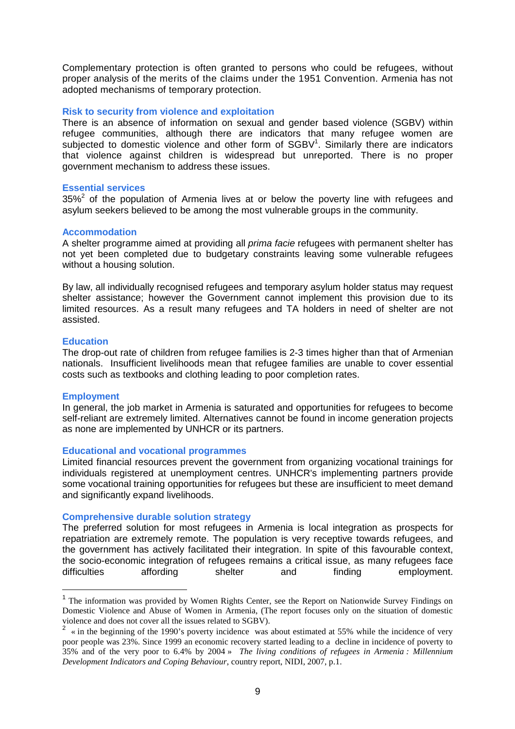Complementary protection is often granted to persons who could be refugees, without proper analysis of the merits of the claims under the 1951 Convention. Armenia has not adopted mechanisms of temporary protection.

### Risk to security from violence and exploitation

There is an absence of information on sexual and gender based violence (SGBV) within refugee communities, although there are indicators that many refugee women are subjected to domestic violence and other form of SGBV[1]. Similarly there are indicators that violence against children is widespread but unreported. There is no proper government mechanism to address these issues.

### Essential services

35%[2] of the population of Armenia lives at or below the poverty line with refugees and asylum seekers believed to be among the most vulnerable groups in the community.

### Accommodation

A shelter programme aimed at providing all *prima facie* refugees with permanent shelter has not yet been completed due to budgetary constraints leaving some vulnerable refugees without a housing solution.

By law, all individually recognised refugees and temporary asylum holder status may request shelter assistance; however the Government cannot implement this provision due to its limited resources. As a result many refugees and TA holders in need of shelter are not assisted.

### Education

The drop-out rate of children from refugee families is 2-3 times higher than that of Armenian nationals. Insufficient livelihoods mean that refugee families are unable to cover essential costs such as textbooks and clothing leading to poor completion rates.

### Employment

In general, the job market in Armenia is saturated and opportunities for refugees to become self-reliant are extremely limited. Alternatives cannot be found in income generation projects as none are implemented by UNHCR or its partners.

### Educational and vocational programmes

Limited financial resources prevent the government from organizing vocational trainings for individuals registered at unemployment centres. UNHCR's implementing partners provide some vocational training opportunities for refugees but these are insufficient to meet demand and significantly expand livelihoods.

### Comprehensive durable solution strategy

The preferred solution for most refugees in Armenia is local integration as prospects for repatriation are extremely remote. The population is very receptive towards refugees, and the government has actively facilitated their integration. In spite of this favourable context, the socio-economic integration of refugees remains a critical issue, as many refugees face difficulties affording shelter and finding employment.

---

[1] The information was provided by Women Rights Center, see the Report on Nationwide Survey Findings on Domestic Violence and Abuse of Women in Armenia, (The report focuses only on the situation of domestic violence and does not cover all the issues related to SGBV).

[2] « in the beginning of the 1990's poverty incidence was about estimated at 55% while the incidence of very poor people was 23%. Since 1999 an economic recovery started leading to a decline in incidence of poverty to 35% and of the very poor to 6.4% by 2004 » *The living conditions of refugees in Armenia : Millennium Development Indicators and Coping Behaviour*, country report, NIDI, 2007, p.1.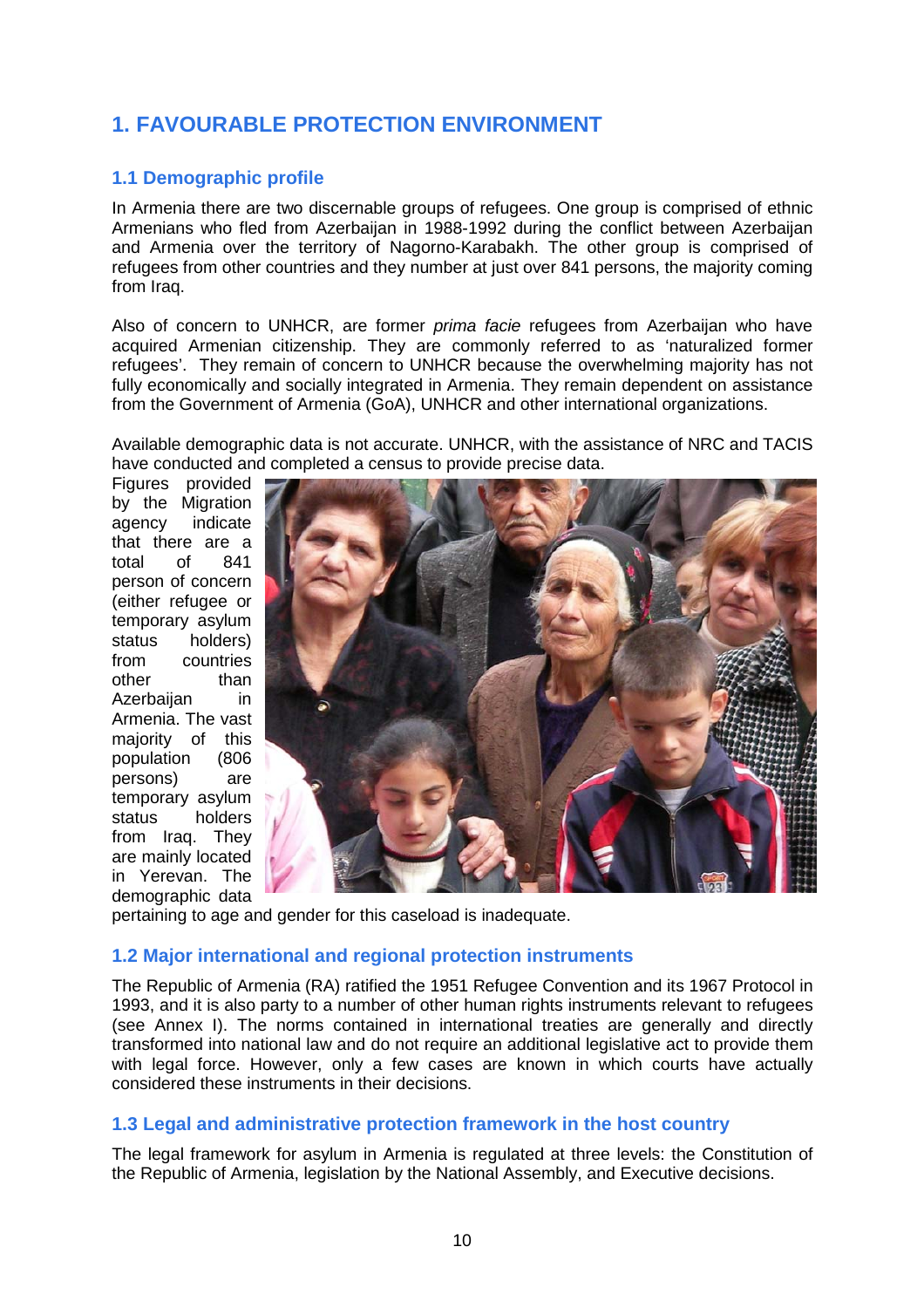# 1. FAVOURABLE PROTECTION ENVIRONMENT

## 1.1 Demographic profile

In Armenia there are two discernable groups of refugees. One group is comprised of ethnic Armenians who fled from Azerbaijan in 1988-1992 during the conflict between Azerbaijan and Armenia over the territory of Nagorno-Karabakh. The other group is comprised of refugees from other countries and they number at just over 841 persons, the majority coming from Iraq.

Also of concern to UNHCR, are former *prima facie* refugees from Azerbaijan who have acquired Armenian citizenship. They are commonly referred to as 'naturalized former refugees'. They remain of concern to UNHCR because the overwhelming majority has not fully economically and socially integrated in Armenia. They remain dependent on assistance from the Government of Armenia (GoA), UNHCR and other international organizations.

Available demographic data is not accurate. UNHCR, with the assistance of NRC and TACIS have conducted and completed a census to provide precise data. Figures provided by the Migration agency indicate that there are a total of 841 person of concern (either refugee or temporary asylum status holders) from countries other than Azerbaijan in Armenia. The vast majority of this population (806 persons) are temporary asylum status holders from Iraq. They are mainly located in Yerevan. The demographic data pertaining to age and gender for this caseload is inadequate.

## 1.2 Major international and regional protection instruments

The Republic of Armenia (RA) ratified the 1951 Refugee Convention and its 1967 Protocol in 1993, and it is also party to a number of other human rights instruments relevant to refugees (see Annex I). The norms contained in international treaties are generally and directly transformed into national law and do not require an additional legislative act to provide them with legal force. However, only a few cases are known in which courts have actually considered these instruments in their decisions.

## 1.3 Legal and administrative protection framework in the host country

The legal framework for asylum in Armenia is regulated at three levels: the Constitution of the Republic of Armenia, legislation by the National Assembly, and Executive decisions.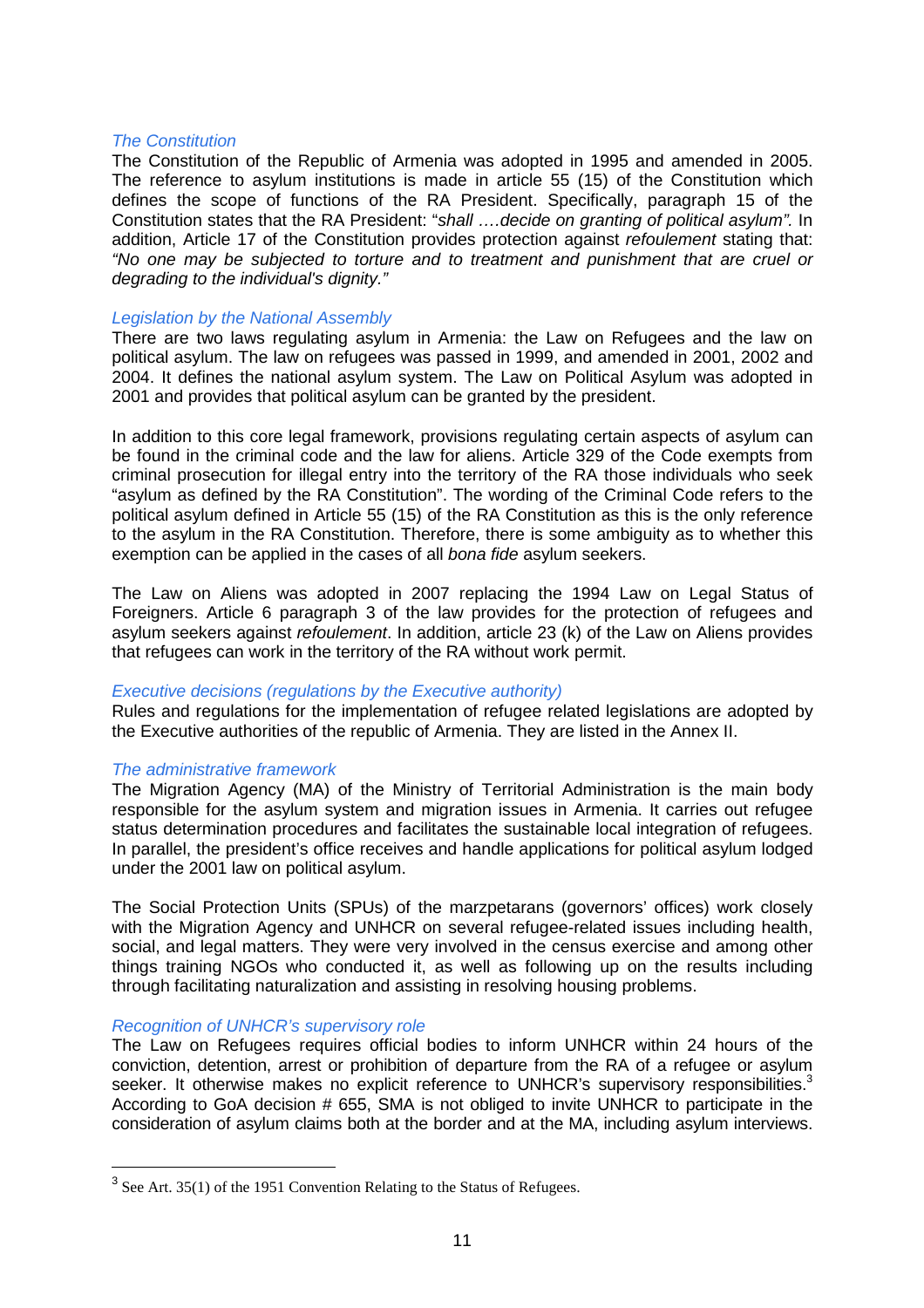### *The Constitution*

The Constitution of the Republic of Armenia was adopted in 1995 and amended in 2005. The reference to asylum institutions is made in article 55 (15) of the Constitution which defines the scope of functions of the RA President. Specifically, paragraph 15 of the Constitution states that the RA President: "*shall ….decide on granting of political asylum".* In addition, Article 17 of the Constitution provides protection against *refoulement* stating that: *"No one may be subjected to torture and to treatment and punishment that are cruel or degrading to the individual's dignity."*

### *Legislation by the National Assembly*

There are two laws regulating asylum in Armenia: the Law on Refugees and the law on political asylum. The law on refugees was passed in 1999, and amended in 2001, 2002 and 2004. It defines the national asylum system. The Law on Political Asylum was adopted in 2001 and provides that political asylum can be granted by the president.

In addition to this core legal framework, provisions regulating certain aspects of asylum can be found in the criminal code and the law for aliens. Article 329 of the Code exempts from criminal prosecution for illegal entry into the territory of the RA those individuals who seek "asylum as defined by the RA Constitution". The wording of the Criminal Code refers to the political asylum defined in Article 55 (15) of the RA Constitution as this is the only reference to the asylum in the RA Constitution. Therefore, there is some ambiguity as to whether this exemption can be applied in the cases of all *bona fide* asylum seekers.

The Law on Aliens was adopted in 2007 replacing the 1994 Law on Legal Status of Foreigners. Article 6 paragraph 3 of the law provides for the protection of refugees and asylum seekers against *refoulement*. In addition, article 23 (k) of the Law on Aliens provides that refugees can work in the territory of the RA without work permit.

### *Executive decisions (regulations by the Executive authority)*

Rules and regulations for the implementation of refugee related legislations are adopted by the Executive authorities of the republic of Armenia. They are listed in the Annex II.

### *The administrative framework*

The Migration Agency (MA) of the Ministry of Territorial Administration is the main body responsible for the asylum system and migration issues in Armenia. It carries out refugee status determination procedures and facilitates the sustainable local integration of refugees. In parallel, the president's office receives and handle applications for political asylum lodged under the 2001 law on political asylum.

The Social Protection Units (SPUs) of the marzpetarans (governors' offices) work closely with the Migration Agency and UNHCR on several refugee-related issues including health, social, and legal matters. They were very involved in the census exercise and among other things training NGOs who conducted it, as well as following up on the results including through facilitating naturalization and assisting in resolving housing problems.

### *Recognition of UNHCR's supervisory role*

The Law on Refugees requires official bodies to inform UNHCR within 24 hours of the conviction, detention, arrest or prohibition of departure from the RA of a refugee or asylum seeker. It otherwise makes no explicit reference to UNHCR's supervisory responsibilities.[3] According to GoA decision # 655, SMA is not obliged to invite UNHCR to participate in the consideration of asylum claims both at the border and at the MA, including asylum interviews.

---

[3] See Art. 35(1) of the 1951 Convention Relating to the Status of Refugees.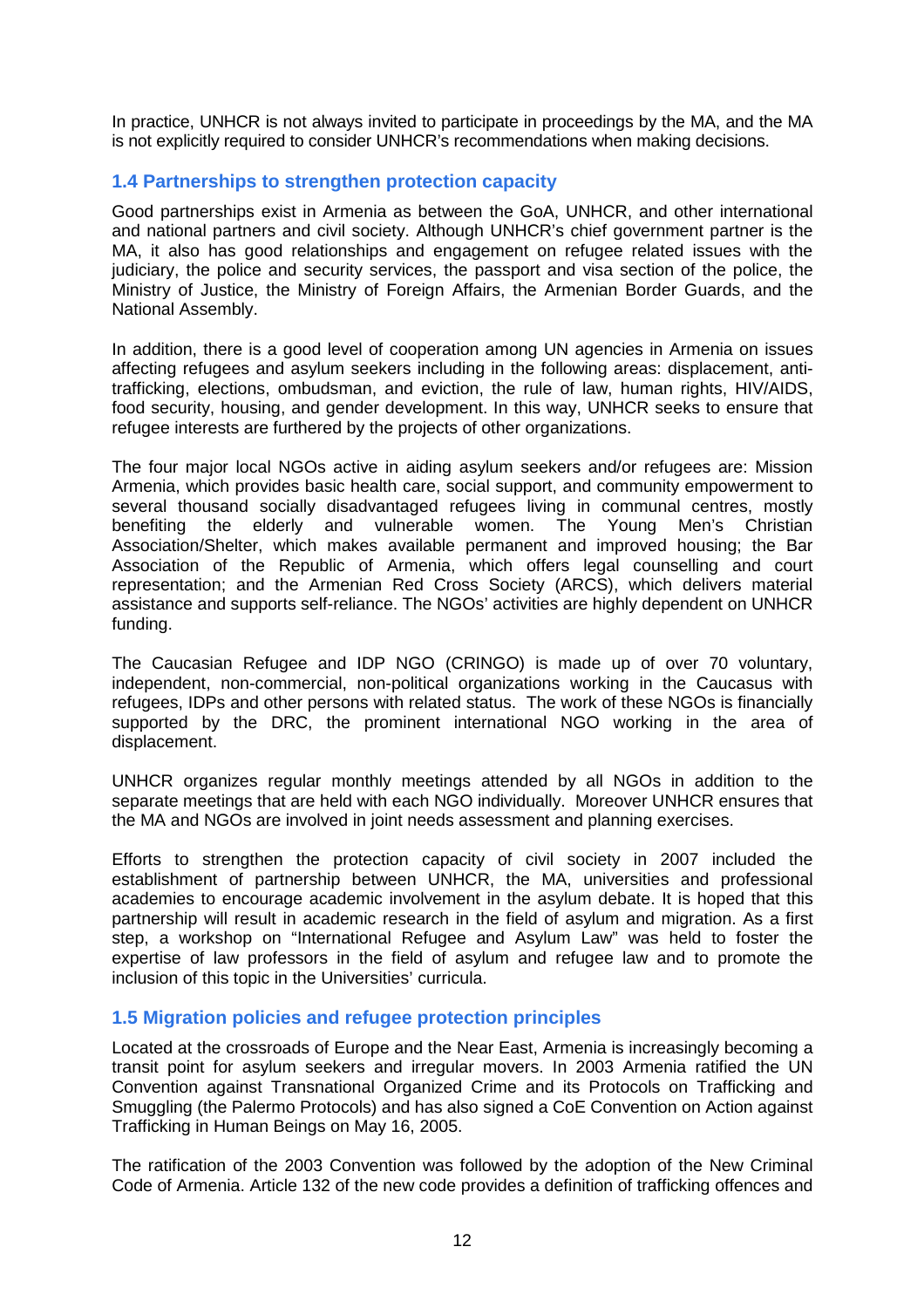In practice, UNHCR is not always invited to participate in proceedings by the MA, and the MA is not explicitly required to consider UNHCR's recommendations when making decisions.

### 1.4 Partnerships to strengthen protection capacity

Good partnerships exist in Armenia as between the GoA, UNHCR, and other international and national partners and civil society. Although UNHCR's chief government partner is the MA, it also has good relationships and engagement on refugee related issues with the judiciary, the police and security services, the passport and visa section of the police, the Ministry of Justice, the Ministry of Foreign Affairs, the Armenian Border Guards, and the National Assembly.

In addition, there is a good level of cooperation among UN agencies in Armenia on issues affecting refugees and asylum seekers including in the following areas: displacement, anti-trafficking, elections, ombudsman, and eviction, the rule of law, human rights, HIV/AIDS, food security, housing, and gender development. In this way, UNHCR seeks to ensure that refugee interests are furthered by the projects of other organizations.

The four major local NGOs active in aiding asylum seekers and/or refugees are: Mission Armenia, which provides basic health care, social support, and community empowerment to several thousand socially disadvantaged refugees living in communal centres, mostly benefiting the elderly and vulnerable women. The Young Men's Christian Association/Shelter, which makes available permanent and improved housing; the Bar Association of the Republic of Armenia, which offers legal counselling and court representation; and the Armenian Red Cross Society (ARCS), which delivers material assistance and supports self-reliance. The NGOs' activities are highly dependent on UNHCR funding.

The Caucasian Refugee and IDP NGO (CRINGO) is made up of over 70 voluntary, independent, non-commercial, non-political organizations working in the Caucasus with refugees, IDPs and other persons with related status. The work of these NGOs is financially supported by the DRC, the prominent international NGO working in the area of displacement.

UNHCR organizes regular monthly meetings attended by all NGOs in addition to the separate meetings that are held with each NGO individually. Moreover UNHCR ensures that the MA and NGOs are involved in joint needs assessment and planning exercises.

Efforts to strengthen the protection capacity of civil society in 2007 included the establishment of partnership between UNHCR, the MA, universities and professional academies to encourage academic involvement in the asylum debate. It is hoped that this partnership will result in academic research in the field of asylum and migration. As a first step, a workshop on "International Refugee and Asylum Law" was held to foster the expertise of law professors in the field of asylum and refugee law and to promote the inclusion of this topic in the Universities' curricula.

### 1.5 Migration policies and refugee protection principles

Located at the crossroads of Europe and the Near East, Armenia is increasingly becoming a transit point for asylum seekers and irregular movers. In 2003 Armenia ratified the UN Convention against Transnational Organized Crime and its Protocols on Trafficking and Smuggling (the Palermo Protocols) and has also signed a CoE Convention on Action against Trafficking in Human Beings on May 16, 2005.

The ratification of the 2003 Convention was followed by the adoption of the New Criminal Code of Armenia. Article 132 of the new code provides a definition of trafficking offences and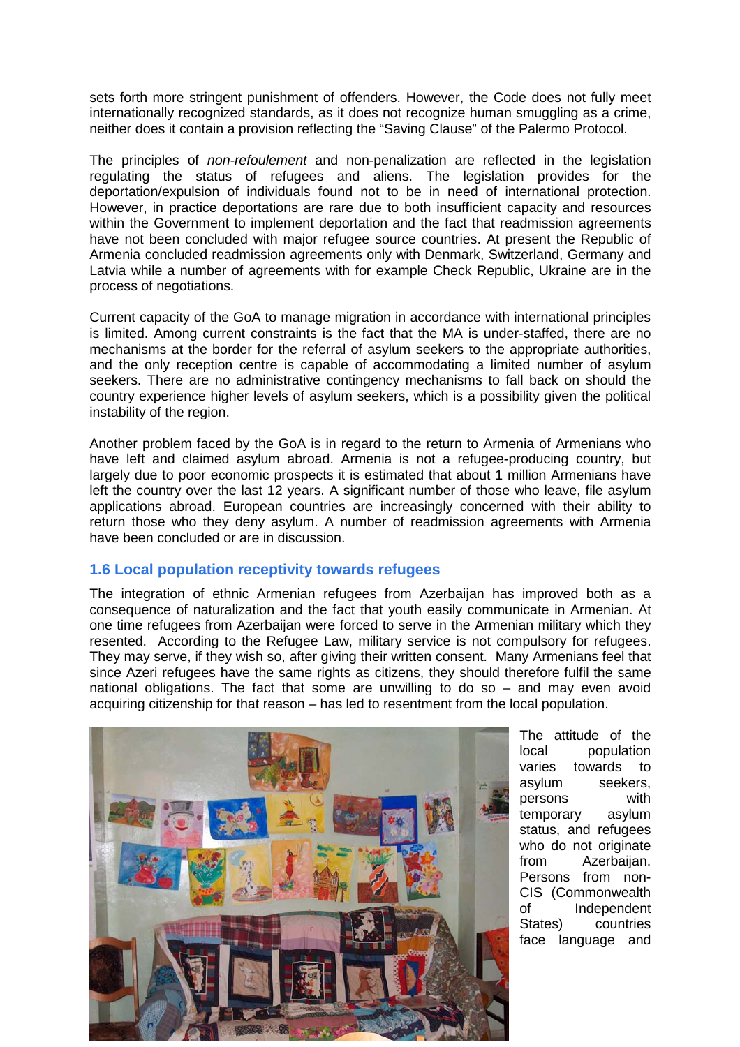sets forth more stringent punishment of offenders. However, the Code does not fully meet internationally recognized standards, as it does not recognize human smuggling as a crime, neither does it contain a provision reflecting the "Saving Clause" of the Palermo Protocol.

The principles of *non-refoulement* and non-penalization are reflected in the legislation regulating the status of refugees and aliens. The legislation provides for the deportation/expulsion of individuals found not to be in need of international protection. However, in practice deportations are rare due to both insufficient capacity and resources within the Government to implement deportation and the fact that readmission agreements have not been concluded with major refugee source countries. At present the Republic of Armenia concluded readmission agreements only with Denmark, Switzerland, Germany and Latvia while a number of agreements with for example Check Republic, Ukraine are in the process of negotiations.

Current capacity of the GoA to manage migration in accordance with international principles is limited. Among current constraints is the fact that the MA is under-staffed, there are no mechanisms at the border for the referral of asylum seekers to the appropriate authorities, and the only reception centre is capable of accommodating a limited number of asylum seekers. There are no administrative contingency mechanisms to fall back on should the country experience higher levels of asylum seekers, which is a possibility given the political instability of the region.

Another problem faced by the GoA is in regard to the return to Armenia of Armenians who have left and claimed asylum abroad. Armenia is not a refugee-producing country, but largely due to poor economic prospects it is estimated that about 1 million Armenians have left the country over the last 12 years. A significant number of those who leave, file asylum applications abroad. European countries are increasingly concerned with their ability to return those who they deny asylum. A number of readmission agreements with Armenia have been concluded or are in discussion.

### 1.6 Local population receptivity towards refugees

The integration of ethnic Armenian refugees from Azerbaijan has improved both as a consequence of naturalization and the fact that youth easily communicate in Armenian. At one time refugees from Azerbaijan were forced to serve in the Armenian military which they resented. According to the Refugee Law, military service is not compulsory for refugees. They may serve, if they wish so, after giving their written consent. Many Armenians feel that since Azeri refugees have the same rights as citizens, they should therefore fulfil the same national obligations. The fact that some are unwilling to do so – and may even avoid acquiring citizenship for that reason – has led to resentment from the local population.

The attitude of the local population varies towards to asylum seekers, persons with temporary asylum status, and refugees who do not originate from Azerbaijan. Persons from non-CIS (Commonwealth of Independent States) countries face language and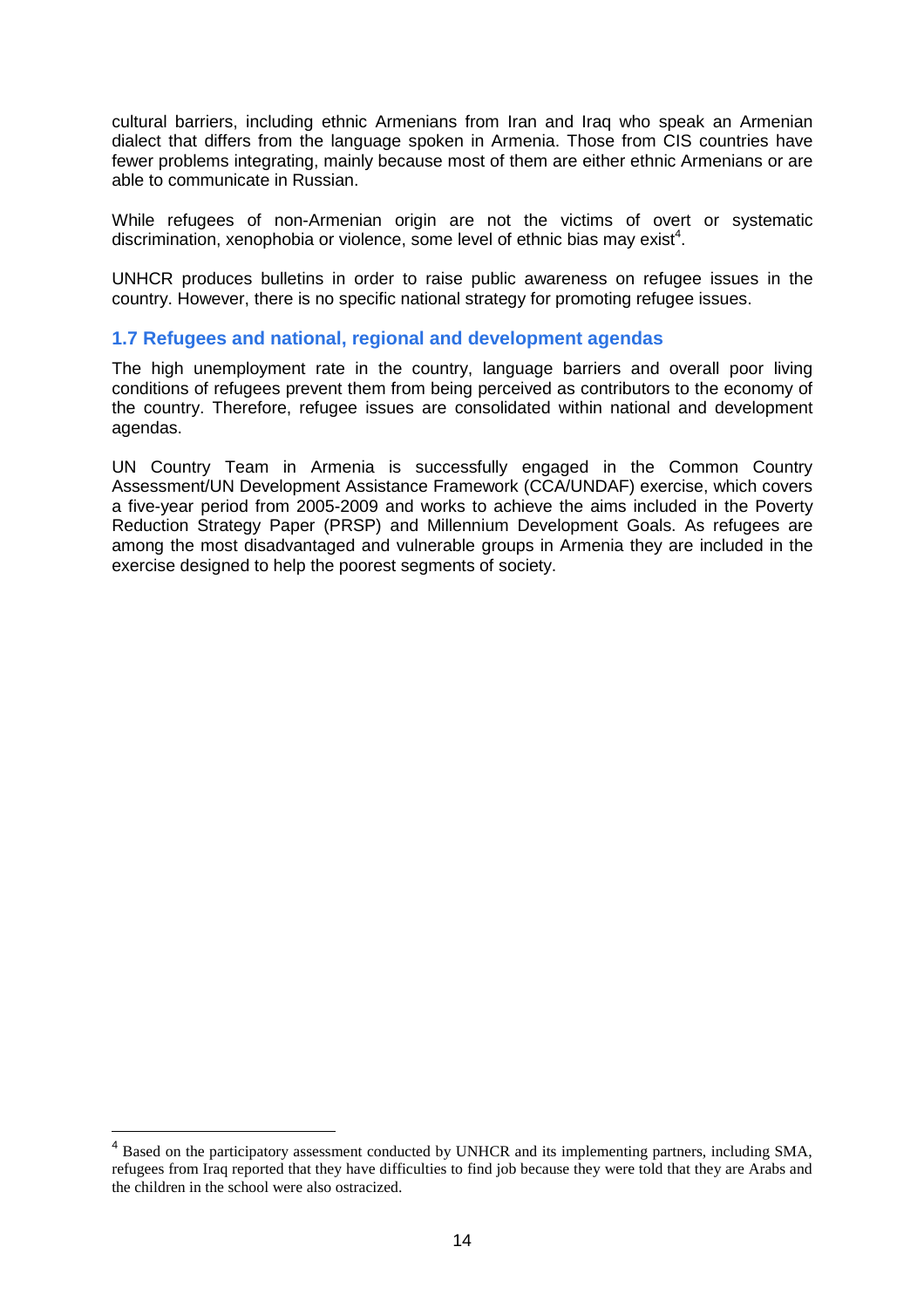cultural barriers, including ethnic Armenians from Iran and Iraq who speak an Armenian dialect that differs from the language spoken in Armenia. Those from CIS countries have fewer problems integrating, mainly because most of them are either ethnic Armenians or are able to communicate in Russian.

While refugees of non-Armenian origin are not the victims of overt or systematic discrimination, xenophobia or violence, some level of ethnic bias may exist[4].

UNHCR produces bulletins in order to raise public awareness on refugee issues in the country. However, there is no specific national strategy for promoting refugee issues.

### 1.7 Refugees and national, regional and development agendas

The high unemployment rate in the country, language barriers and overall poor living conditions of refugees prevent them from being perceived as contributors to the economy of the country. Therefore, refugee issues are consolidated within national and development agendas.

UN Country Team in Armenia is successfully engaged in the Common Country Assessment/UN Development Assistance Framework (CCA/UNDAF) exercise, which covers a five-year period from 2005-2009 and works to achieve the aims included in the Poverty Reduction Strategy Paper (PRSP) and Millennium Development Goals. As refugees are among the most disadvantaged and vulnerable groups in Armenia they are included in the exercise designed to help the poorest segments of society.

---

[4] Based on the participatory assessment conducted by UNHCR and its implementing partners, including SMA, refugees from Iraq reported that they have difficulties to find job because they were told that they are Arabs and the children in the school were also ostracized.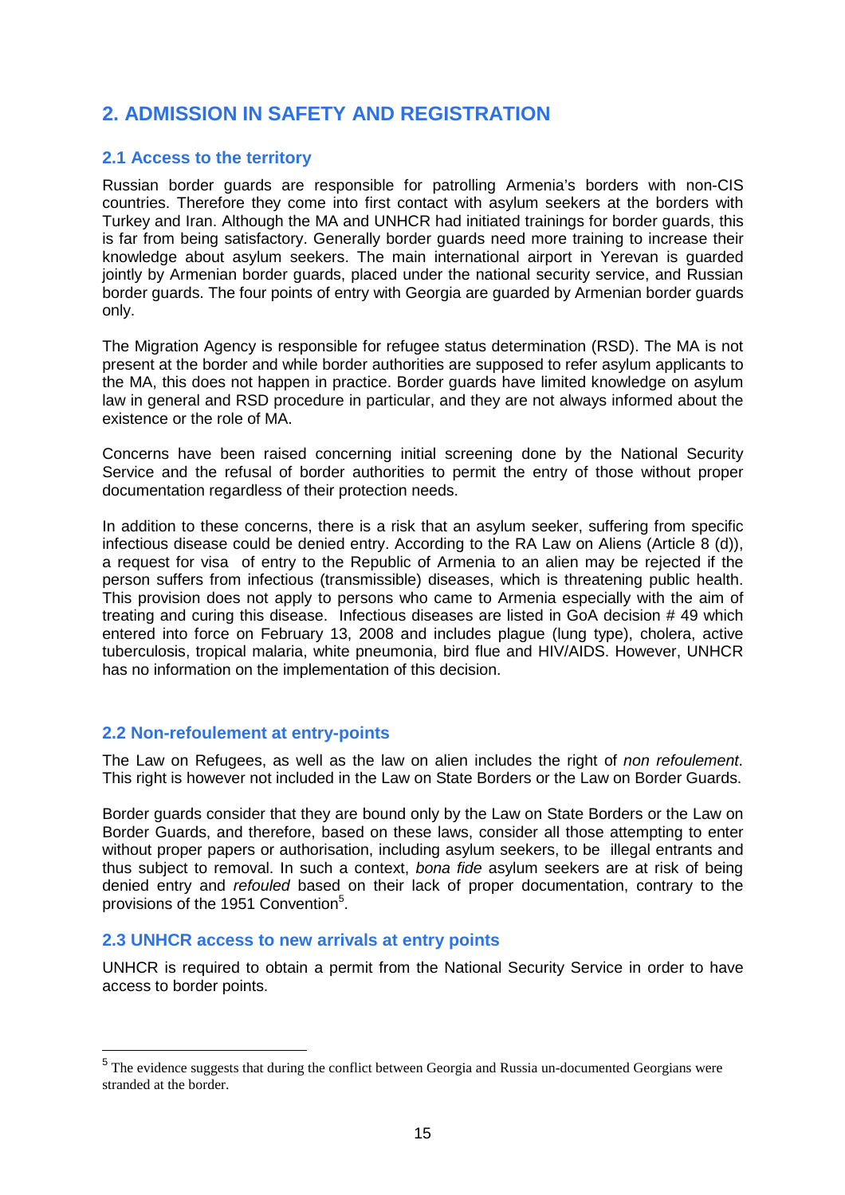## 2. ADMISSION IN SAFETY AND REGISTRATION

### 2.1 Access to the territory

Russian border guards are responsible for patrolling Armenia's borders with non-CIS countries. Therefore they come into first contact with asylum seekers at the borders with Turkey and Iran. Although the MA and UNHCR had initiated trainings for border guards, this is far from being satisfactory. Generally border guards need more training to increase their knowledge about asylum seekers. The main international airport in Yerevan is guarded jointly by Armenian border guards, placed under the national security service, and Russian border guards. The four points of entry with Georgia are guarded by Armenian border guards only.

The Migration Agency is responsible for refugee status determination (RSD). The MA is not present at the border and while border authorities are supposed to refer asylum applicants to the MA, this does not happen in practice. Border guards have limited knowledge on asylum law in general and RSD procedure in particular, and they are not always informed about the existence or the role of MA.

Concerns have been raised concerning initial screening done by the National Security Service and the refusal of border authorities to permit the entry of those without proper documentation regardless of their protection needs.

In addition to these concerns, there is a risk that an asylum seeker, suffering from specific infectious disease could be denied entry. According to the RA Law on Aliens (Article 8 (d)), a request for visa of entry to the Republic of Armenia to an alien may be rejected if the person suffers from infectious (transmissible) diseases, which is threatening public health. This provision does not apply to persons who came to Armenia especially with the aim of treating and curing this disease. Infectious diseases are listed in GoA decision # 49 which entered into force on February 13, 2008 and includes plague (lung type), cholera, active tuberculosis, tropical malaria, white pneumonia, bird flue and HIV/AIDS. However, UNHCR has no information on the implementation of this decision.

### 2.2 Non-refoulement at entry-points

The Law on Refugees, as well as the law on alien includes the right of *non refoulement*. This right is however not included in the Law on State Borders or the Law on Border Guards.

Border guards consider that they are bound only by the Law on State Borders or the Law on Border Guards, and therefore, based on these laws, consider all those attempting to enter without proper papers or authorisation, including asylum seekers, to be illegal entrants and thus subject to removal. In such a context, *bona fide* asylum seekers are at risk of being denied entry and *refouled* based on their lack of proper documentation, contrary to the provisions of the 1951 Convention[5].

### 2.3 UNHCR access to new arrivals at entry points

UNHCR is required to obtain a permit from the National Security Service in order to have access to border points.

---

[5] The evidence suggests that during the conflict between Georgia and Russia un-documented Georgians were stranded at the border.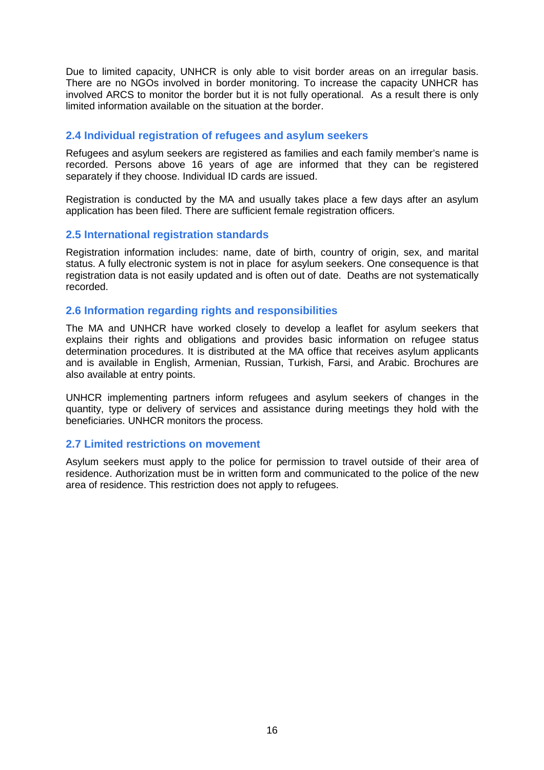Due to limited capacity, UNHCR is only able to visit border areas on an irregular basis. There are no NGOs involved in border monitoring. To increase the capacity UNHCR has involved ARCS to monitor the border but it is not fully operational. As a result there is only limited information available on the situation at the border.

### 2.4 Individual registration of refugees and asylum seekers

Refugees and asylum seekers are registered as families and each family member's name is recorded. Persons above 16 years of age are informed that they can be registered separately if they choose. Individual ID cards are issued.

Registration is conducted by the MA and usually takes place a few days after an asylum application has been filed. There are sufficient female registration officers.

### 2.5 International registration standards

Registration information includes: name, date of birth, country of origin, sex, and marital status. A fully electronic system is not in place for asylum seekers. One consequence is that registration data is not easily updated and is often out of date. Deaths are not systematically recorded.

### 2.6 Information regarding rights and responsibilities

The MA and UNHCR have worked closely to develop a leaflet for asylum seekers that explains their rights and obligations and provides basic information on refugee status determination procedures. It is distributed at the MA office that receives asylum applicants and is available in English, Armenian, Russian, Turkish, Farsi, and Arabic. Brochures are also available at entry points.

UNHCR implementing partners inform refugees and asylum seekers of changes in the quantity, type or delivery of services and assistance during meetings they hold with the beneficiaries. UNHCR monitors the process.

### 2.7 Limited restrictions on movement

Asylum seekers must apply to the police for permission to travel outside of their area of residence. Authorization must be in written form and communicated to the police of the new area of residence. This restriction does not apply to refugees.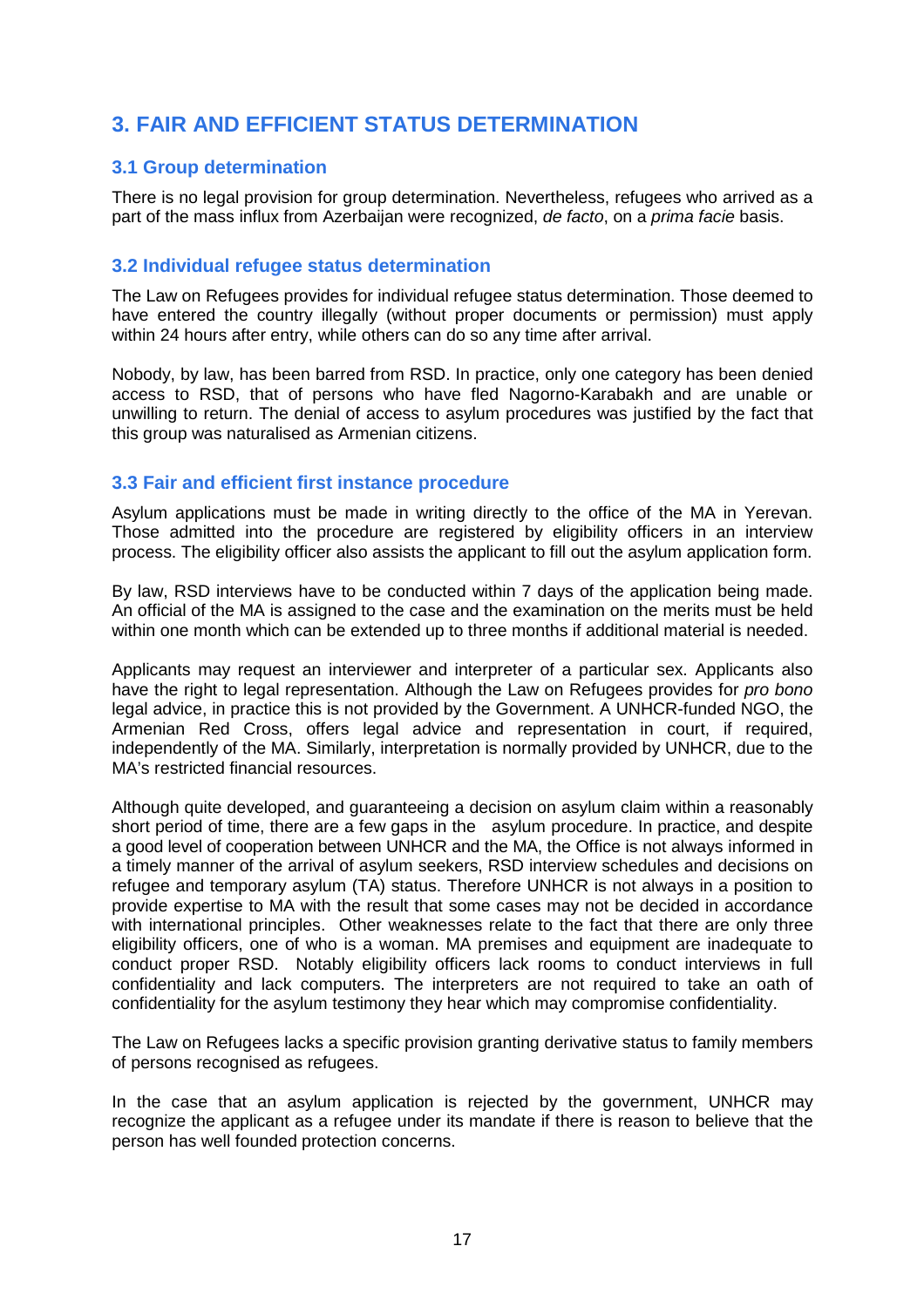## 3. FAIR AND EFFICIENT STATUS DETERMINATION

### 3.1 Group determination

There is no legal provision for group determination. Nevertheless, refugees who arrived as a part of the mass influx from Azerbaijan were recognized, *de facto*, on a *prima facie* basis.

### 3.2 Individual refugee status determination

The Law on Refugees provides for individual refugee status determination. Those deemed to have entered the country illegally (without proper documents or permission) must apply within 24 hours after entry, while others can do so any time after arrival.

Nobody, by law, has been barred from RSD. In practice, only one category has been denied access to RSD, that of persons who have fled Nagorno-Karabakh and are unable or unwilling to return. The denial of access to asylum procedures was justified by the fact that this group was naturalised as Armenian citizens.

### 3.3 Fair and efficient first instance procedure

Asylum applications must be made in writing directly to the office of the MA in Yerevan. Those admitted into the procedure are registered by eligibility officers in an interview process. The eligibility officer also assists the applicant to fill out the asylum application form.

By law, RSD interviews have to be conducted within 7 days of the application being made. An official of the MA is assigned to the case and the examination on the merits must be held within one month which can be extended up to three months if additional material is needed.

Applicants may request an interviewer and interpreter of a particular sex. Applicants also have the right to legal representation. Although the Law on Refugees provides for *pro bono* legal advice, in practice this is not provided by the Government. A UNHCR-funded NGO, the Armenian Red Cross, offers legal advice and representation in court, if required, independently of the MA. Similarly, interpretation is normally provided by UNHCR, due to the MA's restricted financial resources.

Although quite developed, and guaranteeing a decision on asylum claim within a reasonably short period of time, there are a few gaps in the asylum procedure. In practice, and despite a good level of cooperation between UNHCR and the MA, the Office is not always informed in a timely manner of the arrival of asylum seekers, RSD interview schedules and decisions on refugee and temporary asylum (TA) status. Therefore UNHCR is not always in a position to provide expertise to MA with the result that some cases may not be decided in accordance with international principles. Other weaknesses relate to the fact that there are only three eligibility officers, one of who is a woman. MA premises and equipment are inadequate to conduct proper RSD. Notably eligibility officers lack rooms to conduct interviews in full confidentiality and lack computers. The interpreters are not required to take an oath of confidentiality for the asylum testimony they hear which may compromise confidentiality.

The Law on Refugees lacks a specific provision granting derivative status to family members of persons recognised as refugees.

In the case that an asylum application is rejected by the government, UNHCR may recognize the applicant as a refugee under its mandate if there is reason to believe that the person has well founded protection concerns.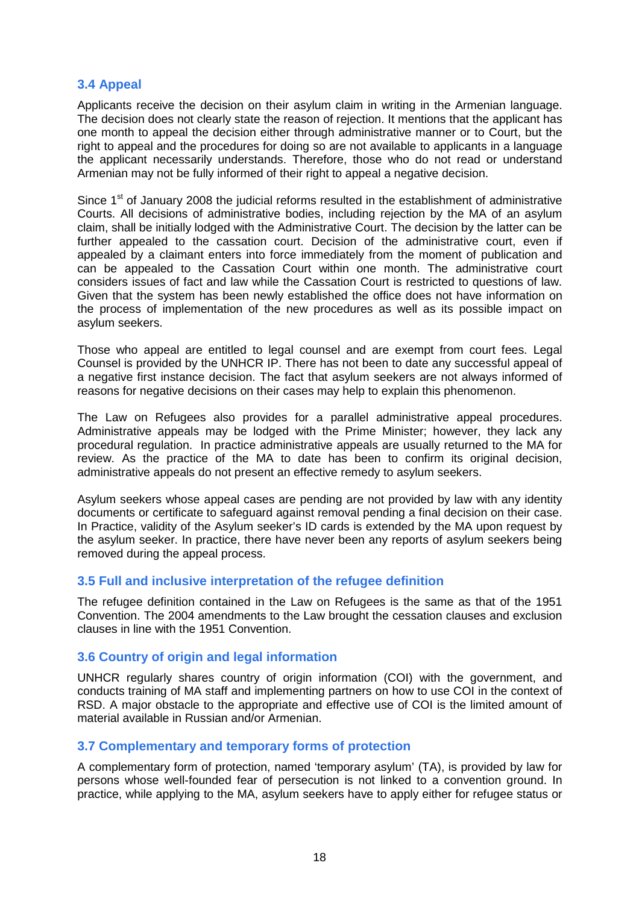### 3.4 Appeal

Applicants receive the decision on their asylum claim in writing in the Armenian language. The decision does not clearly state the reason of rejection. It mentions that the applicant has one month to appeal the decision either through administrative manner or to Court, but the right to appeal and the procedures for doing so are not available to applicants in a language the applicant necessarily understands. Therefore, those who do not read or understand Armenian may not be fully informed of their right to appeal a negative decision.

Since 1st of January 2008 the judicial reforms resulted in the establishment of administrative Courts. All decisions of administrative bodies, including rejection by the MA of an asylum claim, shall be initially lodged with the Administrative Court. The decision by the latter can be further appealed to the cassation court. Decision of the administrative court, even if appealed by a claimant enters into force immediately from the moment of publication and can be appealed to the Cassation Court within one month. The administrative court considers issues of fact and law while the Cassation Court is restricted to questions of law. Given that the system has been newly established the office does not have information on the process of implementation of the new procedures as well as its possible impact on asylum seekers.

Those who appeal are entitled to legal counsel and are exempt from court fees. Legal Counsel is provided by the UNHCR IP. There has not been to date any successful appeal of a negative first instance decision. The fact that asylum seekers are not always informed of reasons for negative decisions on their cases may help to explain this phenomenon.

The Law on Refugees also provides for a parallel administrative appeal procedures. Administrative appeals may be lodged with the Prime Minister; however, they lack any procedural regulation. In practice administrative appeals are usually returned to the MA for review. As the practice of the MA to date has been to confirm its original decision, administrative appeals do not present an effective remedy to asylum seekers.

Asylum seekers whose appeal cases are pending are not provided by law with any identity documents or certificate to safeguard against removal pending a final decision on their case. In Practice, validity of the Asylum seeker's ID cards is extended by the MA upon request by the asylum seeker. In practice, there have never been any reports of asylum seekers being removed during the appeal process.

### 3.5 Full and inclusive interpretation of the refugee definition

The refugee definition contained in the Law on Refugees is the same as that of the 1951 Convention. The 2004 amendments to the Law brought the cessation clauses and exclusion clauses in line with the 1951 Convention.

### 3.6 Country of origin and legal information

UNHCR regularly shares country of origin information (COI) with the government, and conducts training of MA staff and implementing partners on how to use COI in the context of RSD. A major obstacle to the appropriate and effective use of COI is the limited amount of material available in Russian and/or Armenian.

### 3.7 Complementary and temporary forms of protection

A complementary form of protection, named 'temporary asylum' (TA), is provided by law for persons whose well-founded fear of persecution is not linked to a convention ground. In practice, while applying to the MA, asylum seekers have to apply either for refugee status or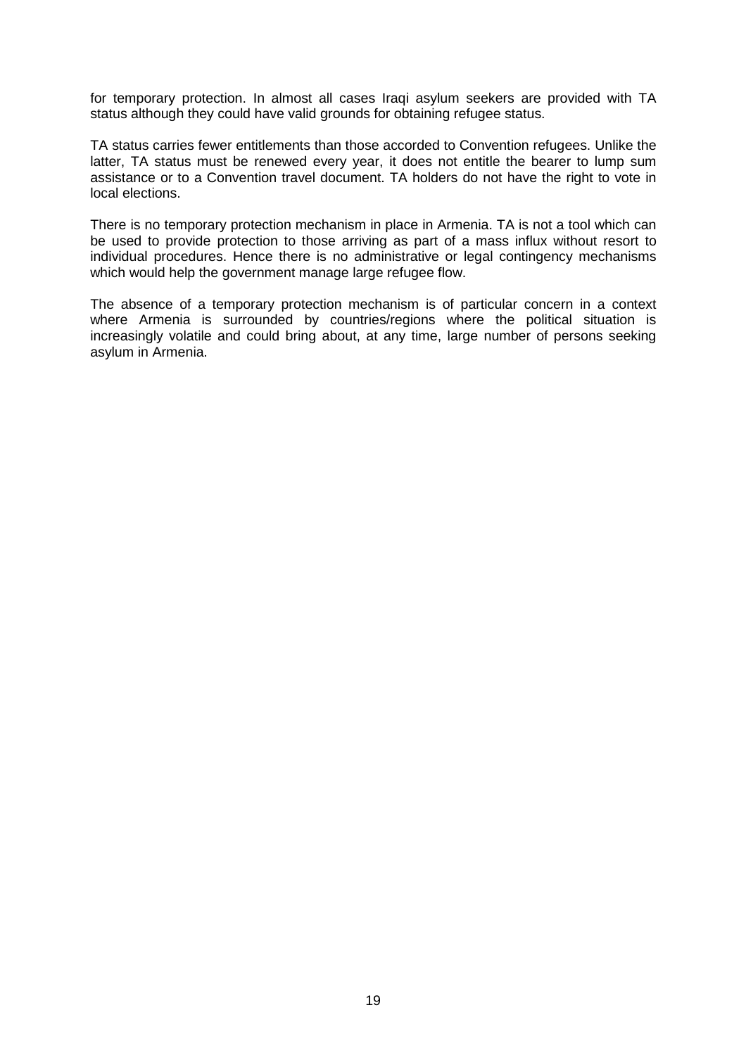for temporary protection. In almost all cases Iraqi asylum seekers are provided with TA status although they could have valid grounds for obtaining refugee status.

TA status carries fewer entitlements than those accorded to Convention refugees. Unlike the latter, TA status must be renewed every year, it does not entitle the bearer to lump sum assistance or to a Convention travel document. TA holders do not have the right to vote in local elections.

There is no temporary protection mechanism in place in Armenia. TA is not a tool which can be used to provide protection to those arriving as part of a mass influx without resort to individual procedures. Hence there is no administrative or legal contingency mechanisms which would help the government manage large refugee flow.

The absence of a temporary protection mechanism is of particular concern in a context where Armenia is surrounded by countries/regions where the political situation is increasingly volatile and could bring about, at any time, large number of persons seeking asylum in Armenia.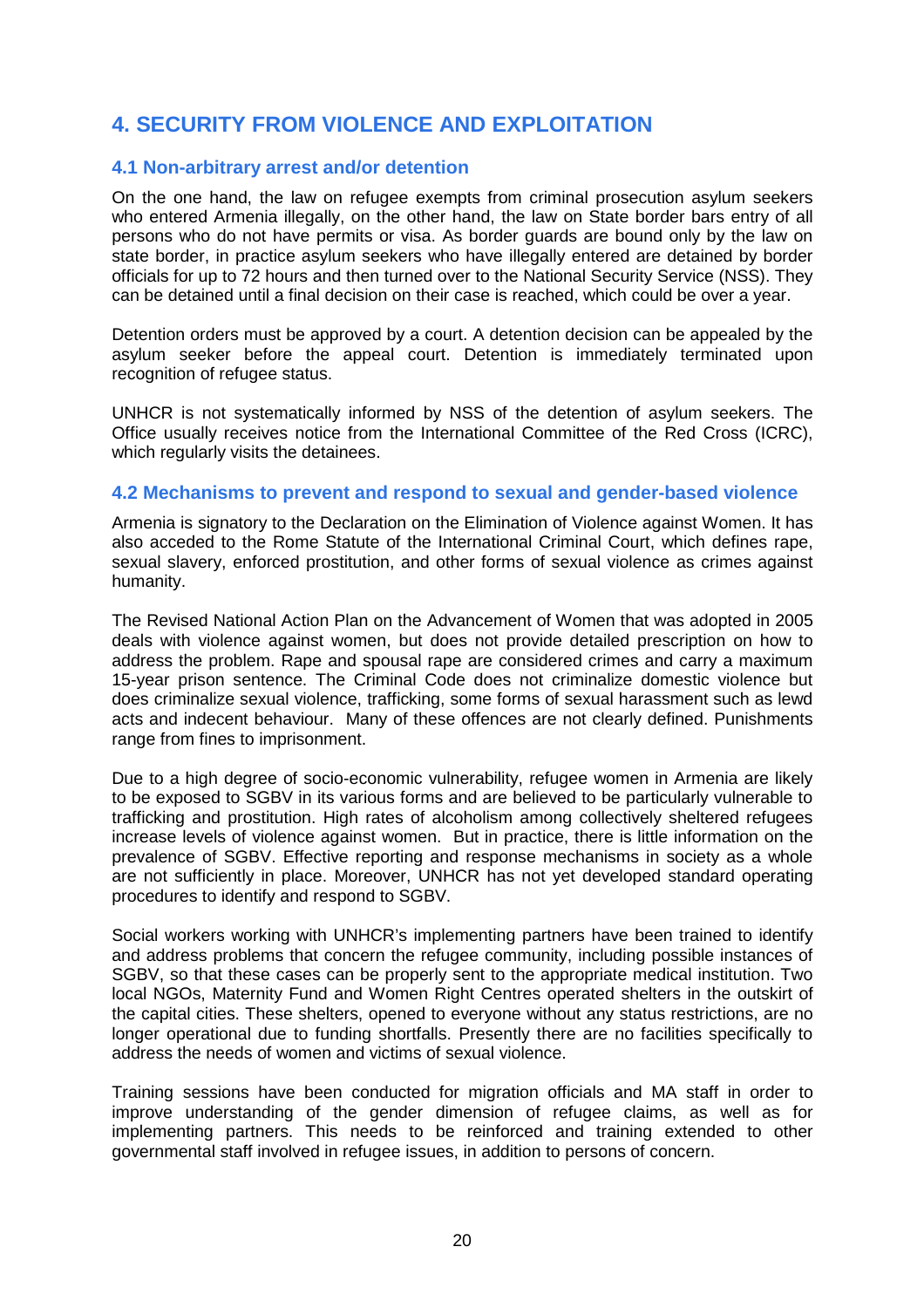# 4. SECURITY FROM VIOLENCE AND EXPLOITATION

## 4.1 Non-arbitrary arrest and/or detention

On the one hand, the law on refugee exempts from criminal prosecution asylum seekers who entered Armenia illegally, on the other hand, the law on State border bars entry of all persons who do not have permits or visa. As border guards are bound only by the law on state border, in practice asylum seekers who have illegally entered are detained by border officials for up to 72 hours and then turned over to the National Security Service (NSS). They can be detained until a final decision on their case is reached, which could be over a year.

Detention orders must be approved by a court. A detention decision can be appealed by the asylum seeker before the appeal court. Detention is immediately terminated upon recognition of refugee status.

UNHCR is not systematically informed by NSS of the detention of asylum seekers. The Office usually receives notice from the International Committee of the Red Cross (ICRC), which regularly visits the detainees.

## 4.2 Mechanisms to prevent and respond to sexual and gender-based violence

Armenia is signatory to the Declaration on the Elimination of Violence against Women. It has also acceded to the Rome Statute of the International Criminal Court, which defines rape, sexual slavery, enforced prostitution, and other forms of sexual violence as crimes against humanity.

The Revised National Action Plan on the Advancement of Women that was adopted in 2005 deals with violence against women, but does not provide detailed prescription on how to address the problem. Rape and spousal rape are considered crimes and carry a maximum 15-year prison sentence. The Criminal Code does not criminalize domestic violence but does criminalize sexual violence, trafficking, some forms of sexual harassment such as lewd acts and indecent behaviour. Many of these offences are not clearly defined. Punishments range from fines to imprisonment.

Due to a high degree of socio-economic vulnerability, refugee women in Armenia are likely to be exposed to SGBV in its various forms and are believed to be particularly vulnerable to trafficking and prostitution. High rates of alcoholism among collectively sheltered refugees increase levels of violence against women. But in practice, there is little information on the prevalence of SGBV. Effective reporting and response mechanisms in society as a whole are not sufficiently in place. Moreover, UNHCR has not yet developed standard operating procedures to identify and respond to SGBV.

Social workers working with UNHCR's implementing partners have been trained to identify and address problems that concern the refugee community, including possible instances of SGBV, so that these cases can be properly sent to the appropriate medical institution. Two local NGOs, Maternity Fund and Women Right Centres operated shelters in the outskirt of the capital cities. These shelters, opened to everyone without any status restrictions, are no longer operational due to funding shortfalls. Presently there are no facilities specifically to address the needs of women and victims of sexual violence.

Training sessions have been conducted for migration officials and MA staff in order to improve understanding of the gender dimension of refugee claims, as well as for implementing partners. This needs to be reinforced and training extended to other governmental staff involved in refugee issues, in addition to persons of concern.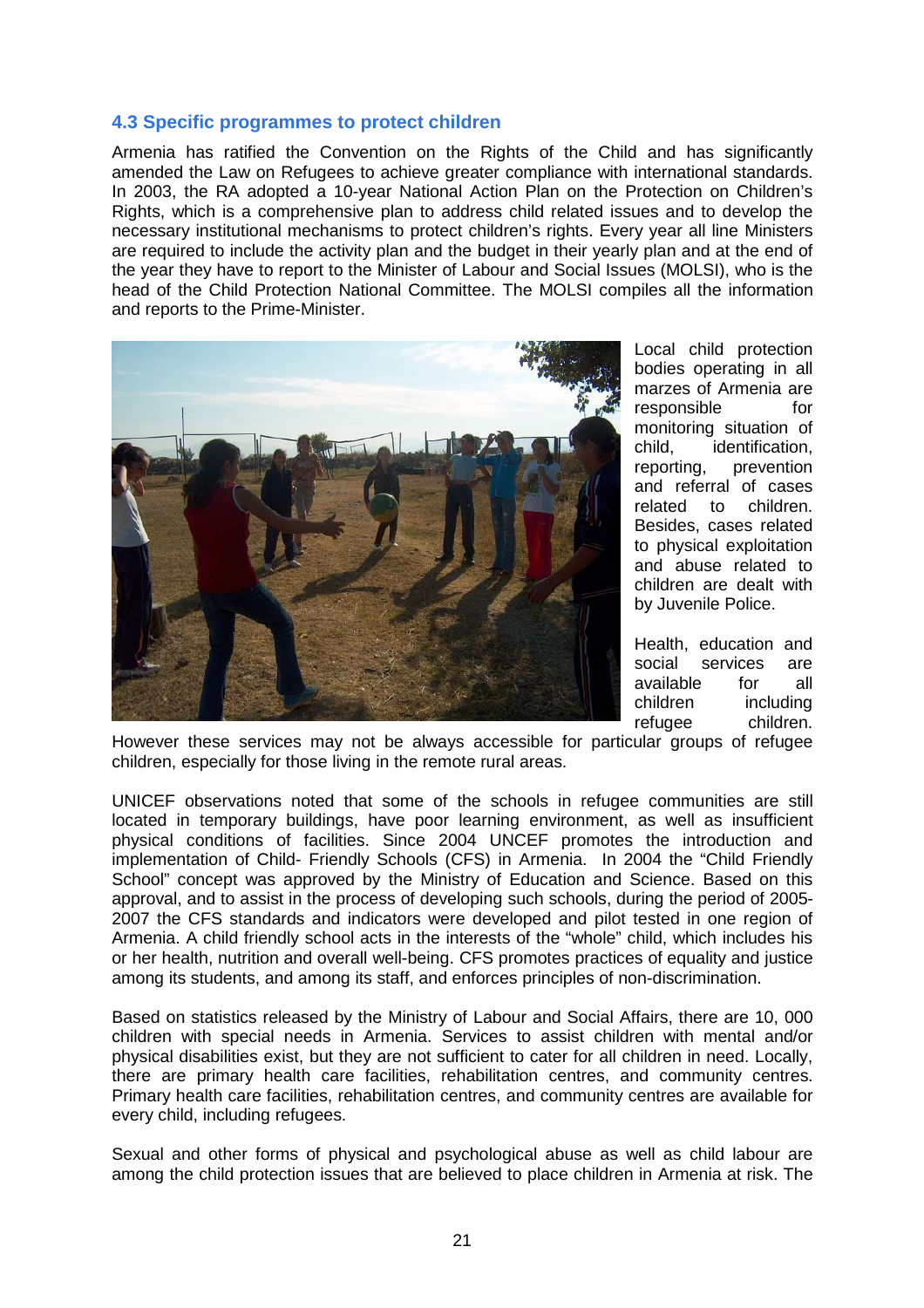### 4.3 Specific programmes to protect children

Armenia has ratified the Convention on the Rights of the Child and has significantly amended the Law on Refugees to achieve greater compliance with international standards. In 2003, the RA adopted a 10-year National Action Plan on the Protection on Children's Rights, which is a comprehensive plan to address child related issues and to develop the necessary institutional mechanisms to protect children's rights. Every year all line Ministers are required to include the activity plan and the budget in their yearly plan and at the end of the year they have to report to the Minister of Labour and Social Issues (MOLSI), who is the head of the Child Protection National Committee. The MOLSI compiles all the information and reports to the Prime-Minister.

Local child protection bodies operating in all marzes of Armenia are responsible for monitoring situation of child, identification, reporting, prevention and referral of cases related to children. Besides, cases related to physical exploitation and abuse related to children are dealt with by Juvenile Police.

Health, education and social services are available for all children including refugee children. However these services may not be always accessible for particular groups of refugee children, especially for those living in the remote rural areas.

UNICEF observations noted that some of the schools in refugee communities are still located in temporary buildings, have poor learning environment, as well as insufficient physical conditions of facilities. Since 2004 UNCEF promotes the introduction and implementation of Child- Friendly Schools (CFS) in Armenia. In 2004 the "Child Friendly School" concept was approved by the Ministry of Education and Science. Based on this approval, and to assist in the process of developing such schools, during the period of 2005-2007 the CFS standards and indicators were developed and pilot tested in one region of Armenia. A child friendly school acts in the interests of the "whole" child, which includes his or her health, nutrition and overall well-being. CFS promotes practices of equality and justice among its students, and among its staff, and enforces principles of non-discrimination.

Based on statistics released by the Ministry of Labour and Social Affairs, there are 10, 000 children with special needs in Armenia. Services to assist children with mental and/or physical disabilities exist, but they are not sufficient to cater for all children in need. Locally, there are primary health care facilities, rehabilitation centres, and community centres. Primary health care facilities, rehabilitation centres, and community centres are available for every child, including refugees.

Sexual and other forms of physical and psychological abuse as well as child labour are among the child protection issues that are believed to place children in Armenia at risk. The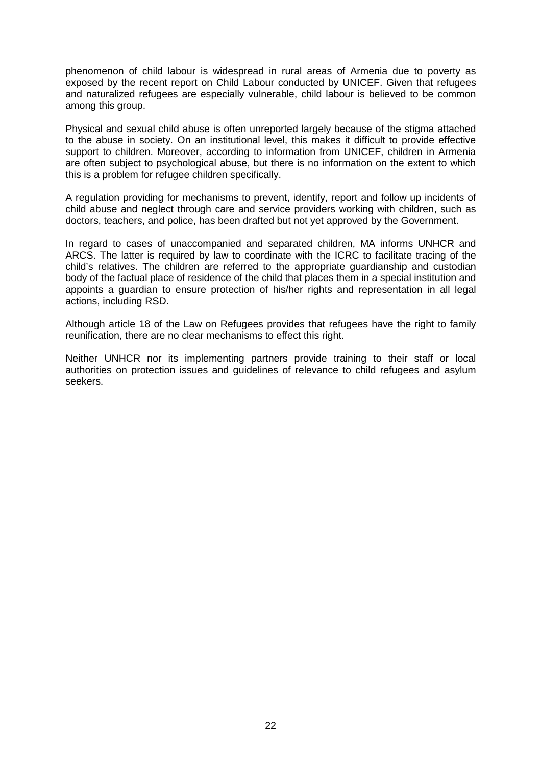phenomenon of child labour is widespread in rural areas of Armenia due to poverty as exposed by the recent report on Child Labour conducted by UNICEF. Given that refugees and naturalized refugees are especially vulnerable, child labour is believed to be common among this group.

Physical and sexual child abuse is often unreported largely because of the stigma attached to the abuse in society. On an institutional level, this makes it difficult to provide effective support to children. Moreover, according to information from UNICEF, children in Armenia are often subject to psychological abuse, but there is no information on the extent to which this is a problem for refugee children specifically.

A regulation providing for mechanisms to prevent, identify, report and follow up incidents of child abuse and neglect through care and service providers working with children, such as doctors, teachers, and police, has been drafted but not yet approved by the Government.

In regard to cases of unaccompanied and separated children, MA informs UNHCR and ARCS. The latter is required by law to coordinate with the ICRC to facilitate tracing of the child's relatives. The children are referred to the appropriate guardianship and custodian body of the factual place of residence of the child that places them in a special institution and appoints a guardian to ensure protection of his/her rights and representation in all legal actions, including RSD.

Although article 18 of the Law on Refugees provides that refugees have the right to family reunification, there are no clear mechanisms to effect this right.

Neither UNHCR nor its implementing partners provide training to their staff or local authorities on protection issues and guidelines of relevance to child refugees and asylum seekers.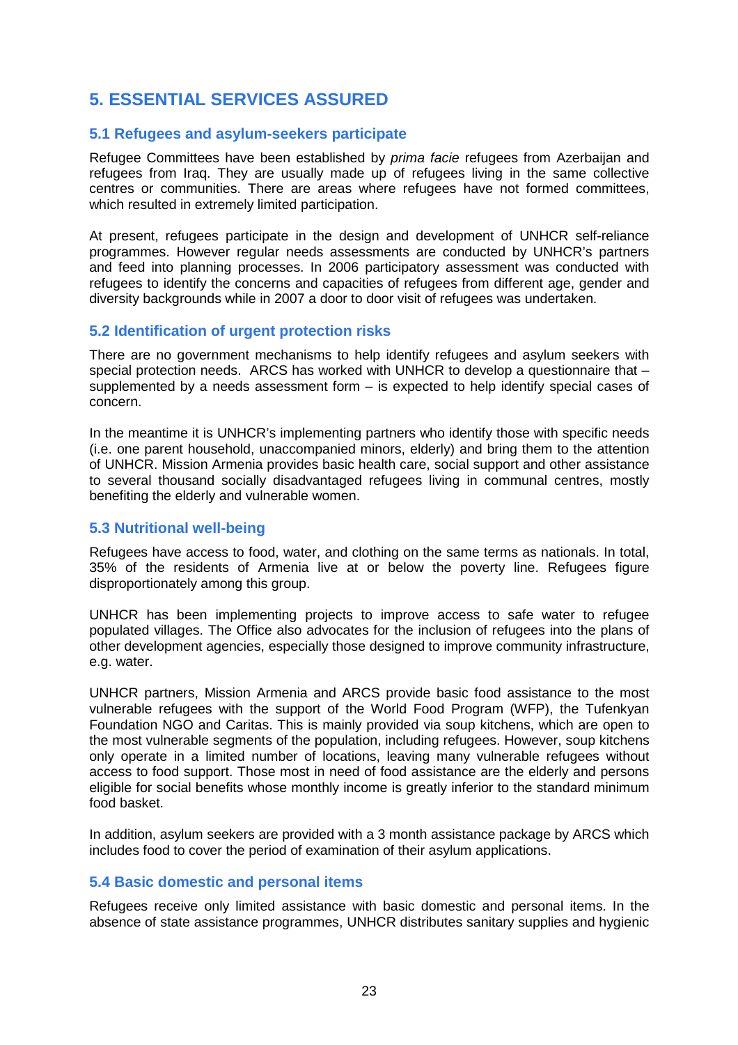## 5. ESSENTIAL SERVICES ASSURED

### 5.1 Refugees and asylum-seekers participate

Refugee Committees have been established by *prima facie* refugees from Azerbaijan and refugees from Iraq. They are usually made up of refugees living in the same collective centres or communities. There are areas where refugees have not formed committees, which resulted in extremely limited participation.

At present, refugees participate in the design and development of UNHCR self-reliance programmes. However regular needs assessments are conducted by UNHCR's partners and feed into planning processes. In 2006 participatory assessment was conducted with refugees to identify the concerns and capacities of refugees from different age, gender and diversity backgrounds while in 2007 a door to door visit of refugees was undertaken.

### 5.2 Identification of urgent protection risks

There are no government mechanisms to help identify refugees and asylum seekers with special protection needs. ARCS has worked with UNHCR to develop a questionnaire that – supplemented by a needs assessment form – is expected to help identify special cases of concern.

In the meantime it is UNHCR's implementing partners who identify those with specific needs (i.e. one parent household, unaccompanied minors, elderly) and bring them to the attention of UNHCR. Mission Armenia provides basic health care, social support and other assistance to several thousand socially disadvantaged refugees living in communal centres, mostly benefiting the elderly and vulnerable women.

### 5.3 Nutritional well-being

Refugees have access to food, water, and clothing on the same terms as nationals. In total, 35% of the residents of Armenia live at or below the poverty line. Refugees figure disproportionately among this group.

UNHCR has been implementing projects to improve access to safe water to refugee populated villages. The Office also advocates for the inclusion of refugees into the plans of other development agencies, especially those designed to improve community infrastructure, e.g. water.

UNHCR partners, Mission Armenia and ARCS provide basic food assistance to the most vulnerable refugees with the support of the World Food Program (WFP), the Tufenkyan Foundation NGO and Caritas. This is mainly provided via soup kitchens, which are open to the most vulnerable segments of the population, including refugees. However, soup kitchens only operate in a limited number of locations, leaving many vulnerable refugees without access to food support. Those most in need of food assistance are the elderly and persons eligible for social benefits whose monthly income is greatly inferior to the standard minimum food basket.

In addition, asylum seekers are provided with a 3 month assistance package by ARCS which includes food to cover the period of examination of their asylum applications.

### 5.4 Basic domestic and personal items

Refugees receive only limited assistance with basic domestic and personal items. In the absence of state assistance programmes, UNHCR distributes sanitary supplies and hygienic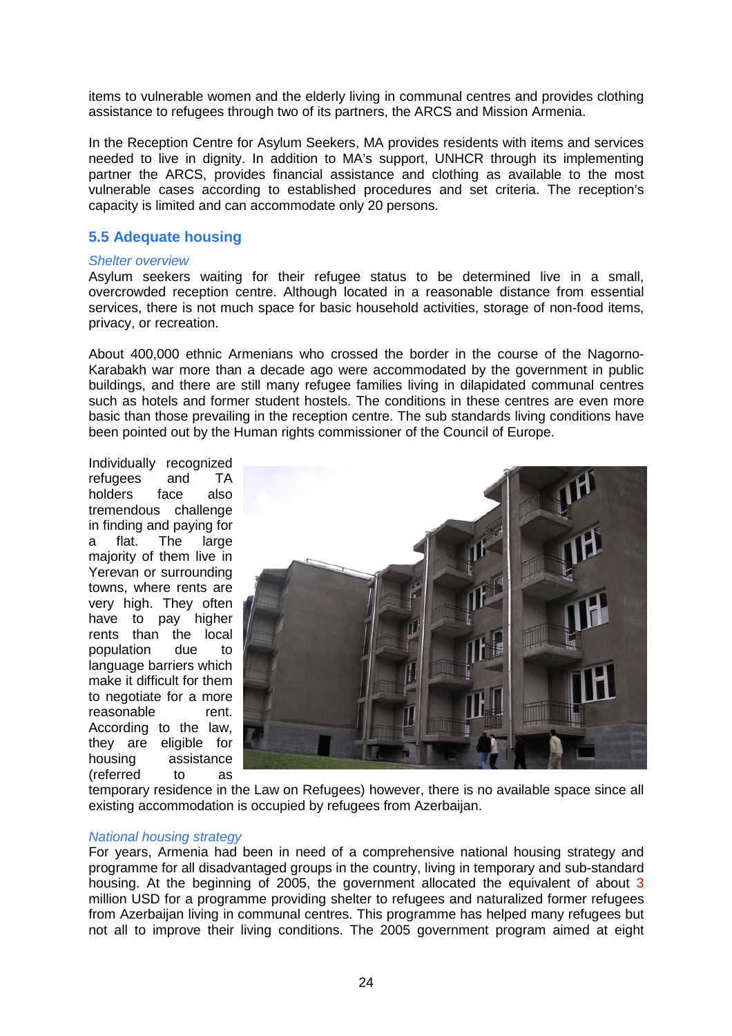items to vulnerable women and the elderly living in communal centres and provides clothing assistance to refugees through two of its partners, the ARCS and Mission Armenia.

In the Reception Centre for Asylum Seekers, MA provides residents with items and services needed to live in dignity. In addition to MA's support, UNHCR through its implementing partner the ARCS, provides financial assistance and clothing as available to the most vulnerable cases according to established procedures and set criteria. The reception's capacity is limited and can accommodate only 20 persons.

## 5.5 Adequate housing

*Shelter overview*

Asylum seekers waiting for their refugee status to be determined live in a small, overcrowded reception centre. Although located in a reasonable distance from essential services, there is not much space for basic household activities, storage of non-food items, privacy, or recreation.

About 400,000 ethnic Armenians who crossed the border in the course of the Nagorno-Karabakh war more than a decade ago were accommodated by the government in public buildings, and there are still many refugee families living in dilapidated communal centres such as hotels and former student hostels. The conditions in these centres are even more basic than those prevailing in the reception centre. The sub standards living conditions have been pointed out by the Human rights commissioner of the Council of Europe.

Individually recognized refugees and TA holders face also tremendous challenge in finding and paying for a flat. The large majority of them live in Yerevan or surrounding towns, where rents are very high. They often have to pay higher rents than the local population due to language barriers which make it difficult for them to negotiate for a more reasonable rent. According to the law, they are eligible for housing assistance (referred to as temporary residence in the Law on Refugees) however, there is no available space since all existing accommodation is occupied by refugees from Azerbaijan.

*National housing strategy*

For years, Armenia had been in need of a comprehensive national housing strategy and programme for all disadvantaged groups in the country, living in temporary and sub-standard housing. At the beginning of 2005, the government allocated the equivalent of about 3 million USD for a programme providing shelter to refugees and naturalized former refugees from Azerbaijan living in communal centres. This programme has helped many refugees but not all to improve their living conditions. The 2005 government program aimed at eight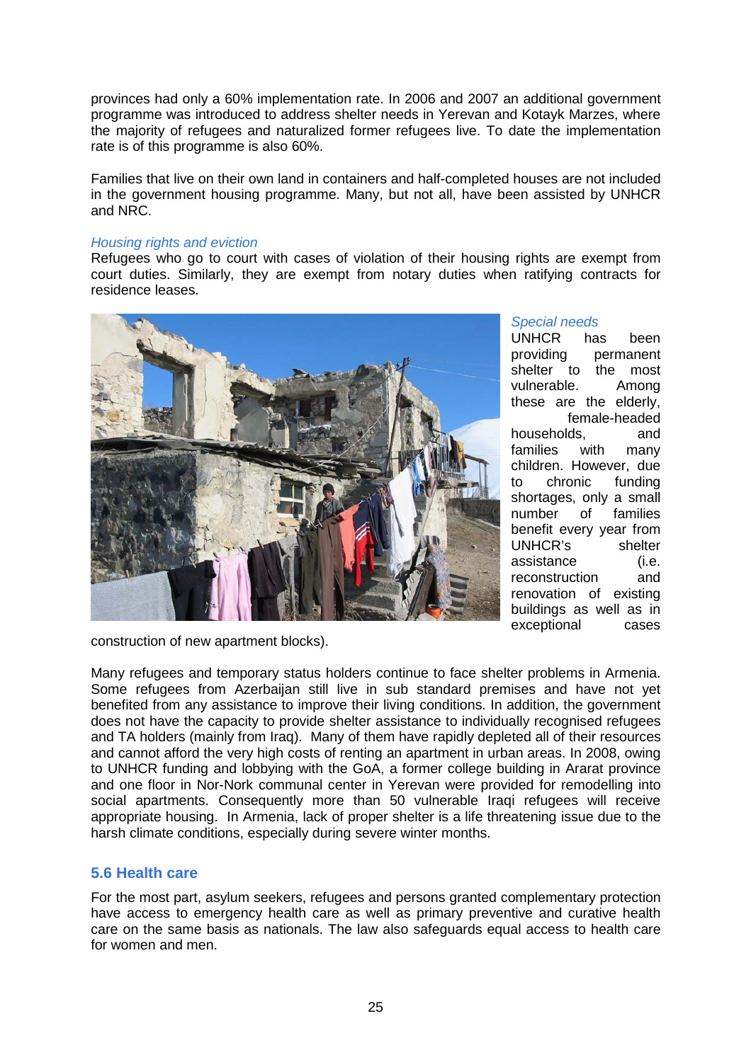provinces had only a 60% implementation rate. In 2006 and 2007 an additional government programme was introduced to address shelter needs in Yerevan and Kotayk Marzes, where the majority of refugees and naturalized former refugees live. To date the implementation rate is of this programme is also 60%.

Families that live on their own land in containers and half-completed houses are not included in the government housing programme. Many, but not all, have been assisted by UNHCR and NRC.

*Housing rights and eviction*

Refugees who go to court with cases of violation of their housing rights are exempt from court duties. Similarly, they are exempt from notary duties when ratifying contracts for residence leases.

*Special needs*

UNHCR has been providing permanent shelter to the most vulnerable. Among these are the elderly, female-headed households, and families with many children. However, due to chronic funding shortages, only a small number of families benefit every year from UNHCR's shelter assistance (i.e. reconstruction and renovation of existing buildings as well as in exceptional cases construction of new apartment blocks).

Many refugees and temporary status holders continue to face shelter problems in Armenia. Some refugees from Azerbaijan still live in sub standard premises and have not yet benefited from any assistance to improve their living conditions. In addition, the government does not have the capacity to provide shelter assistance to individually recognised refugees and TA holders (mainly from Iraq). Many of them have rapidly depleted all of their resources and cannot afford the very high costs of renting an apartment in urban areas. In 2008, owing to UNHCR funding and lobbying with the GoA, a former college building in Ararat province and one floor in Nor-Nork communal center in Yerevan were provided for remodelling into social apartments. Consequently more than 50 vulnerable Iraqi refugees will receive appropriate housing. In Armenia, lack of proper shelter is a life threatening issue due to the harsh climate conditions, especially during severe winter months.

## 5.6 Health care

For the most part, asylum seekers, refugees and persons granted complementary protection have access to emergency health care as well as primary preventive and curative health care on the same basis as nationals. The law also safeguards equal access to health care for women and men.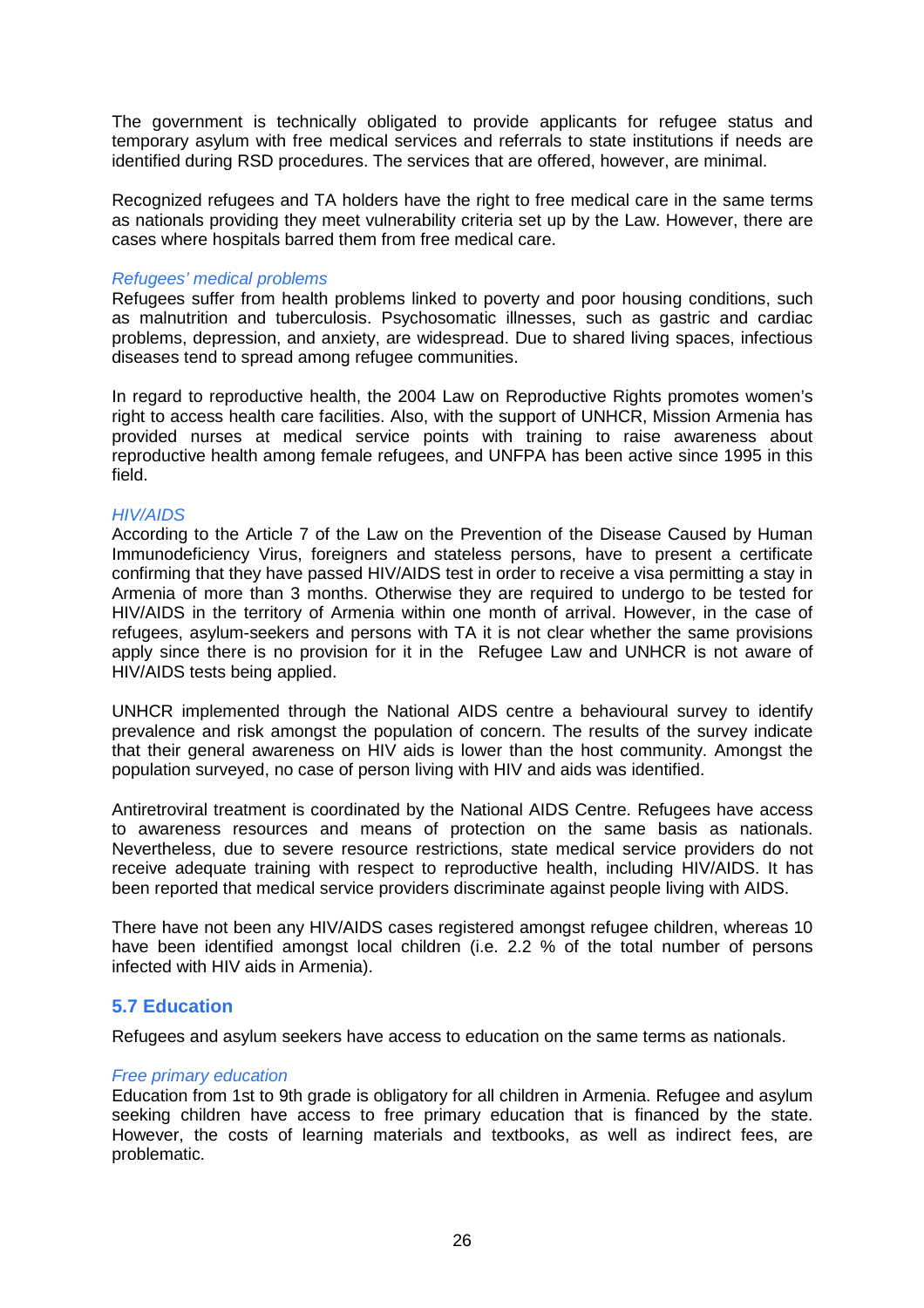The government is technically obligated to provide applicants for refugee status and temporary asylum with free medical services and referrals to state institutions if needs are identified during RSD procedures. The services that are offered, however, are minimal.

Recognized refugees and TA holders have the right to free medical care in the same terms as nationals providing they meet vulnerability criteria set up by the Law. However, there are cases where hospitals barred them from free medical care.

*Refugees' medical problems*

Refugees suffer from health problems linked to poverty and poor housing conditions, such as malnutrition and tuberculosis. Psychosomatic illnesses, such as gastric and cardiac problems, depression, and anxiety, are widespread. Due to shared living spaces, infectious diseases tend to spread among refugee communities.

In regard to reproductive health, the 2004 Law on Reproductive Rights promotes women's right to access health care facilities. Also, with the support of UNHCR, Mission Armenia has provided nurses at medical service points with training to raise awareness about reproductive health among female refugees, and UNFPA has been active since 1995 in this field.

*HIV/AIDS*

According to the Article 7 of the Law on the Prevention of the Disease Caused by Human Immunodeficiency Virus, foreigners and stateless persons, have to present a certificate confirming that they have passed HIV/AIDS test in order to receive a visa permitting a stay in Armenia of more than 3 months. Otherwise they are required to undergo to be tested for HIV/AIDS in the territory of Armenia within one month of arrival. However, in the case of refugees, asylum-seekers and persons with TA it is not clear whether the same provisions apply since there is no provision for it in the Refugee Law and UNHCR is not aware of HIV/AIDS tests being applied.

UNHCR implemented through the National AIDS centre a behavioural survey to identify prevalence and risk amongst the population of concern. The results of the survey indicate that their general awareness on HIV aids is lower than the host community. Amongst the population surveyed, no case of person living with HIV and aids was identified.

Antiretroviral treatment is coordinated by the National AIDS Centre. Refugees have access to awareness resources and means of protection on the same basis as nationals. Nevertheless, due to severe resource restrictions, state medical service providers do not receive adequate training with respect to reproductive health, including HIV/AIDS. It has been reported that medical service providers discriminate against people living with AIDS.

There have not been any HIV/AIDS cases registered amongst refugee children, whereas 10 have been identified amongst local children (i.e. 2.2 % of the total number of persons infected with HIV aids in Armenia).

## 5.7 Education

Refugees and asylum seekers have access to education on the same terms as nationals.

*Free primary education*

Education from 1st to 9th grade is obligatory for all children in Armenia. Refugee and asylum seeking children have access to free primary education that is financed by the state. However, the costs of learning materials and textbooks, as well as indirect fees, are problematic.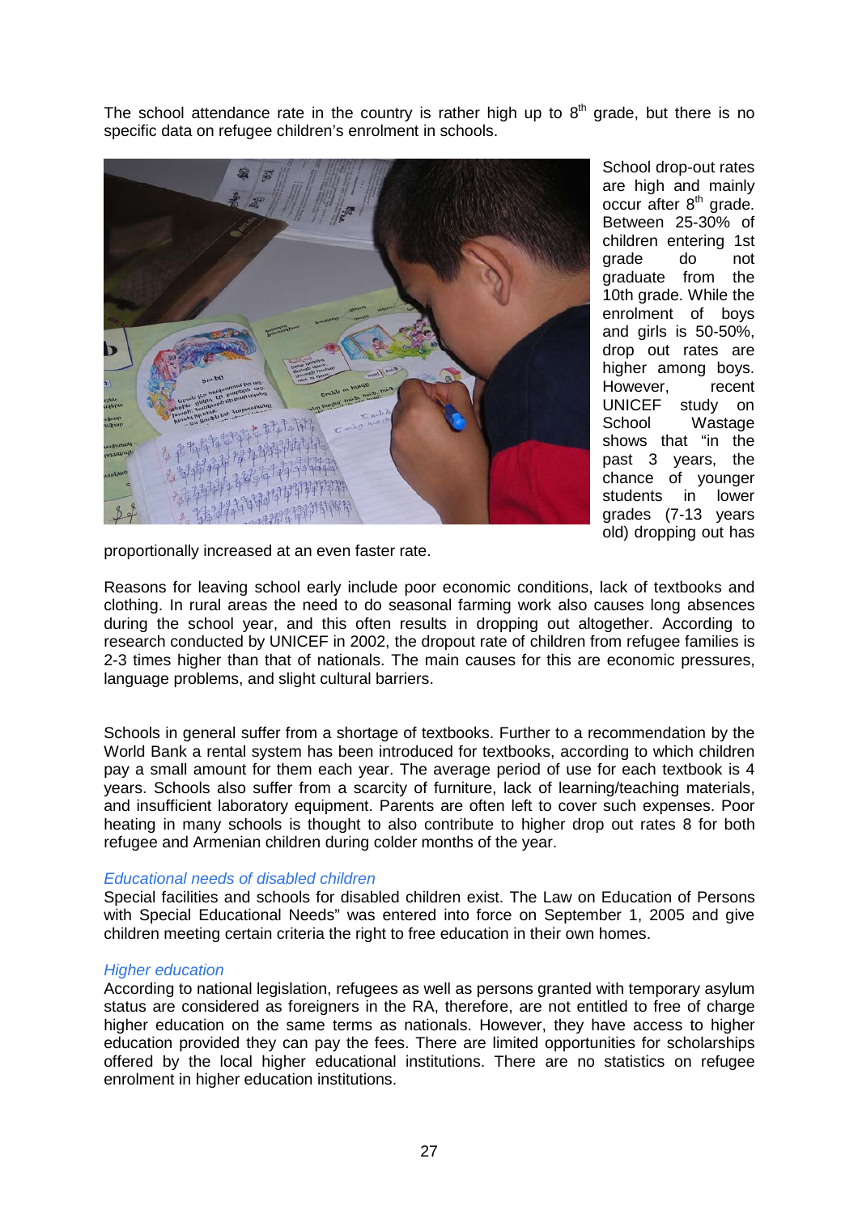The school attendance rate in the country is rather high up to 8th grade, but there is no specific data on refugee children's enrolment in schools.

School drop-out rates are high and mainly occur after 8th grade. Between 25-30% of children entering 1st grade do not graduate from the 10th grade. While the enrolment of boys and girls is 50-50%, drop out rates are higher among boys. However, recent UNICEF study on School Wastage shows that "in the past 3 years, the chance of younger students in lower grades (7-13 years old) dropping out has proportionally increased at an even faster rate.

Reasons for leaving school early include poor economic conditions, lack of textbooks and clothing. In rural areas the need to do seasonal farming work also causes long absences during the school year, and this often results in dropping out altogether. According to research conducted by UNICEF in 2002, the dropout rate of children from refugee families is 2-3 times higher than that of nationals. The main causes for this are economic pressures, language problems, and slight cultural barriers.

Schools in general suffer from a shortage of textbooks. Further to a recommendation by the World Bank a rental system has been introduced for textbooks, according to which children pay a small amount for them each year. The average period of use for each textbook is 4 years. Schools also suffer from a scarcity of furniture, lack of learning/teaching materials, and insufficient laboratory equipment. Parents are often left to cover such expenses. Poor heating in many schools is thought to also contribute to higher drop out rates 8 for both refugee and Armenian children during colder months of the year.

*Educational needs of disabled children*

Special facilities and schools for disabled children exist. The Law on Education of Persons with Special Educational Needs" was entered into force on September 1, 2005 and give children meeting certain criteria the right to free education in their own homes.

*Higher education*

According to national legislation, refugees as well as persons granted with temporary asylum status are considered as foreigners in the RA, therefore, are not entitled to free of charge higher education on the same terms as nationals. However, they have access to higher education provided they can pay the fees. There are limited opportunities for scholarships offered by the local higher educational institutions. There are no statistics on refugee enrolment in higher education institutions.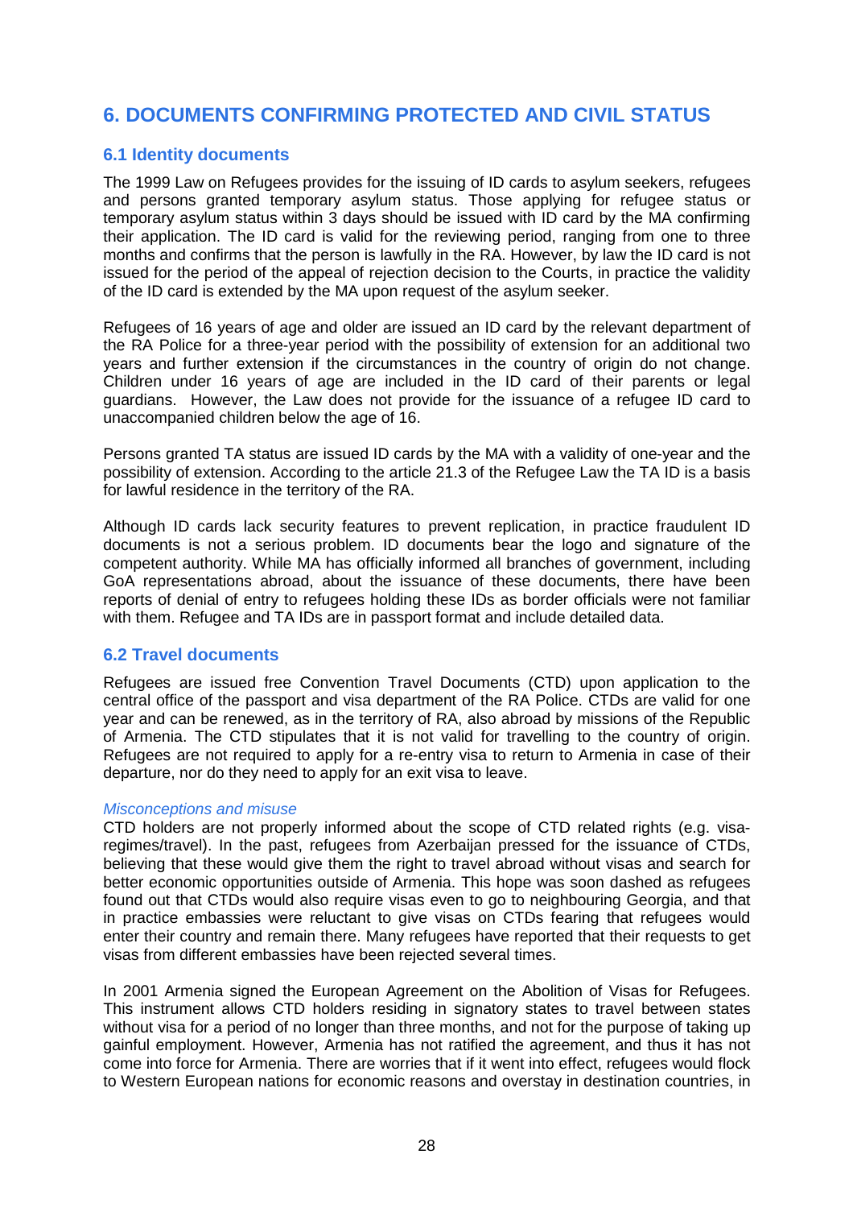## 6. DOCUMENTS CONFIRMING PROTECTED AND CIVIL STATUS

### 6.1 Identity documents

The 1999 Law on Refugees provides for the issuing of ID cards to asylum seekers, refugees and persons granted temporary asylum status. Those applying for refugee status or temporary asylum status within 3 days should be issued with ID card by the MA confirming their application. The ID card is valid for the reviewing period, ranging from one to three months and confirms that the person is lawfully in the RA. However, by law the ID card is not issued for the period of the appeal of rejection decision to the Courts, in practice the validity of the ID card is extended by the MA upon request of the asylum seeker.

Refugees of 16 years of age and older are issued an ID card by the relevant department of the RA Police for a three-year period with the possibility of extension for an additional two years and further extension if the circumstances in the country of origin do not change. Children under 16 years of age are included in the ID card of their parents or legal guardians. However, the Law does not provide for the issuance of a refugee ID card to unaccompanied children below the age of 16.

Persons granted TA status are issued ID cards by the MA with a validity of one-year and the possibility of extension. According to the article 21.3 of the Refugee Law the TA ID is a basis for lawful residence in the territory of the RA.

Although ID cards lack security features to prevent replication, in practice fraudulent ID documents is not a serious problem. ID documents bear the logo and signature of the competent authority. While MA has officially informed all branches of government, including GoA representations abroad, about the issuance of these documents, there have been reports of denial of entry to refugees holding these IDs as border officials were not familiar with them. Refugee and TA IDs are in passport format and include detailed data.

### 6.2 Travel documents

Refugees are issued free Convention Travel Documents (CTD) upon application to the central office of the passport and visa department of the RA Police. CTDs are valid for one year and can be renewed, as in the territory of RA, also abroad by missions of the Republic of Armenia. The CTD stipulates that it is not valid for travelling to the country of origin. Refugees are not required to apply for a re-entry visa to return to Armenia in case of their departure, nor do they need to apply for an exit visa to leave.

*Misconceptions and misuse*

CTD holders are not properly informed about the scope of CTD related rights (e.g. visa-regimes/travel). In the past, refugees from Azerbaijan pressed for the issuance of CTDs, believing that these would give them the right to travel abroad without visas and search for better economic opportunities outside of Armenia. This hope was soon dashed as refugees found out that CTDs would also require visas even to go to neighbouring Georgia, and that in practice embassies were reluctant to give visas on CTDs fearing that refugees would enter their country and remain there. Many refugees have reported that their requests to get visas from different embassies have been rejected several times.

In 2001 Armenia signed the European Agreement on the Abolition of Visas for Refugees. This instrument allows CTD holders residing in signatory states to travel between states without visa for a period of no longer than three months, and not for the purpose of taking up gainful employment. However, Armenia has not ratified the agreement, and thus it has not come into force for Armenia. There are worries that if it went into effect, refugees would flock to Western European nations for economic reasons and overstay in destination countries, in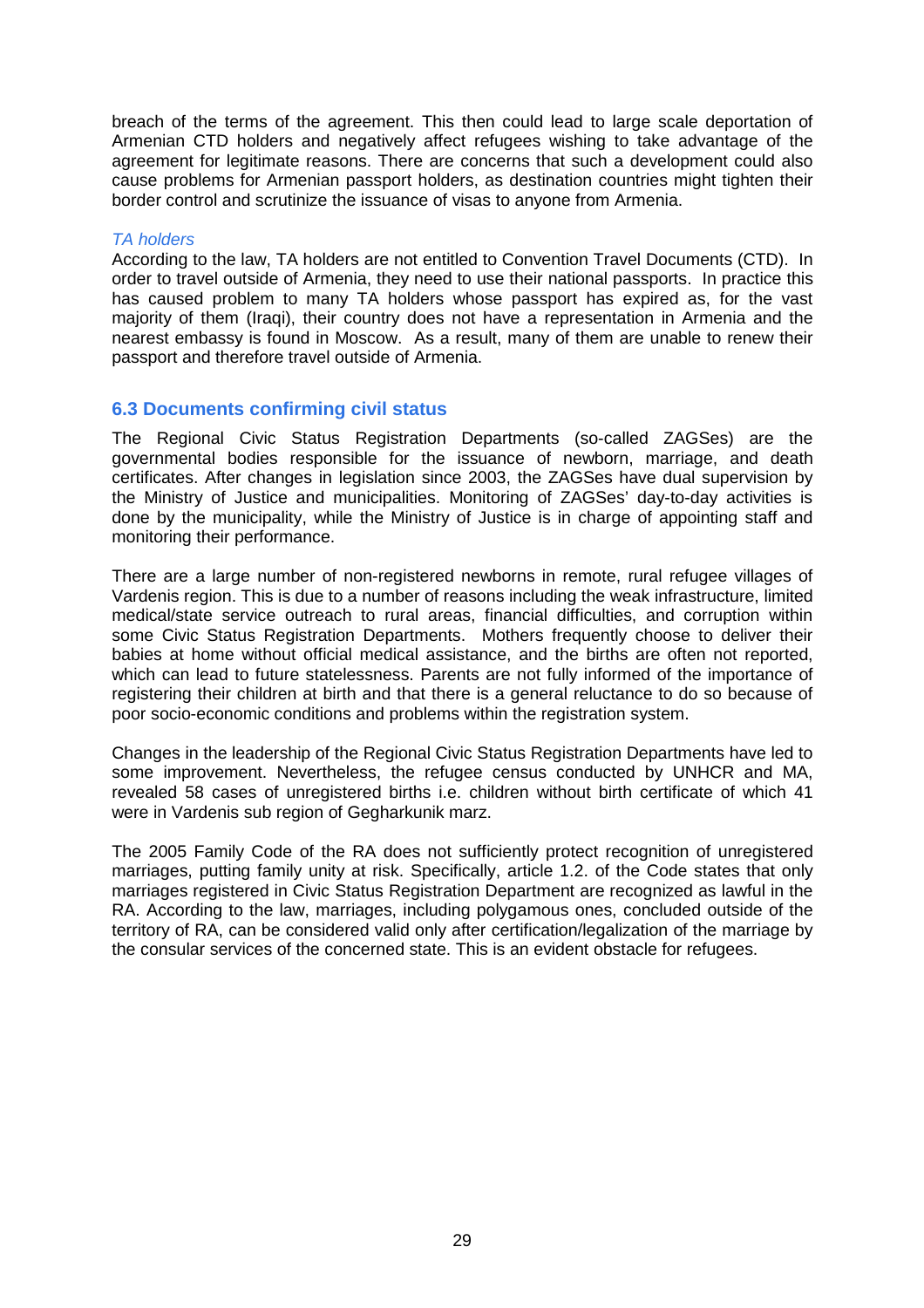breach of the terms of the agreement. This then could lead to large scale deportation of Armenian CTD holders and negatively affect refugees wishing to take advantage of the agreement for legitimate reasons. There are concerns that such a development could also cause problems for Armenian passport holders, as destination countries might tighten their border control and scrutinize the issuance of visas to anyone from Armenia.

*TA holders*

According to the law, TA holders are not entitled to Convention Travel Documents (CTD). In order to travel outside of Armenia, they need to use their national passports. In practice this has caused problem to many TA holders whose passport has expired as, for the vast majority of them (Iraqi), their country does not have a representation in Armenia and the nearest embassy is found in Moscow. As a result, many of them are unable to renew their passport and therefore travel outside of Armenia.

### 6.3 Documents confirming civil status

The Regional Civic Status Registration Departments (so-called ZAGSes) are the governmental bodies responsible for the issuance of newborn, marriage, and death certificates. After changes in legislation since 2003, the ZAGSes have dual supervision by the Ministry of Justice and municipalities. Monitoring of ZAGSes' day-to-day activities is done by the municipality, while the Ministry of Justice is in charge of appointing staff and monitoring their performance.

There are a large number of non-registered newborns in remote, rural refugee villages of Vardenis region. This is due to a number of reasons including the weak infrastructure, limited medical/state service outreach to rural areas, financial difficulties, and corruption within some Civic Status Registration Departments. Mothers frequently choose to deliver their babies at home without official medical assistance, and the births are often not reported, which can lead to future statelessness. Parents are not fully informed of the importance of registering their children at birth and that there is a general reluctance to do so because of poor socio-economic conditions and problems within the registration system.

Changes in the leadership of the Regional Civic Status Registration Departments have led to some improvement. Nevertheless, the refugee census conducted by UNHCR and MA, revealed 58 cases of unregistered births i.e. children without birth certificate of which 41 were in Vardenis sub region of Gegharkunik marz.

The 2005 Family Code of the RA does not sufficiently protect recognition of unregistered marriages, putting family unity at risk. Specifically, article 1.2. of the Code states that only marriages registered in Civic Status Registration Department are recognized as lawful in the RA. According to the law, marriages, including polygamous ones, concluded outside of the territory of RA, can be considered valid only after certification/legalization of the marriage by the consular services of the concerned state. This is an evident obstacle for refugees.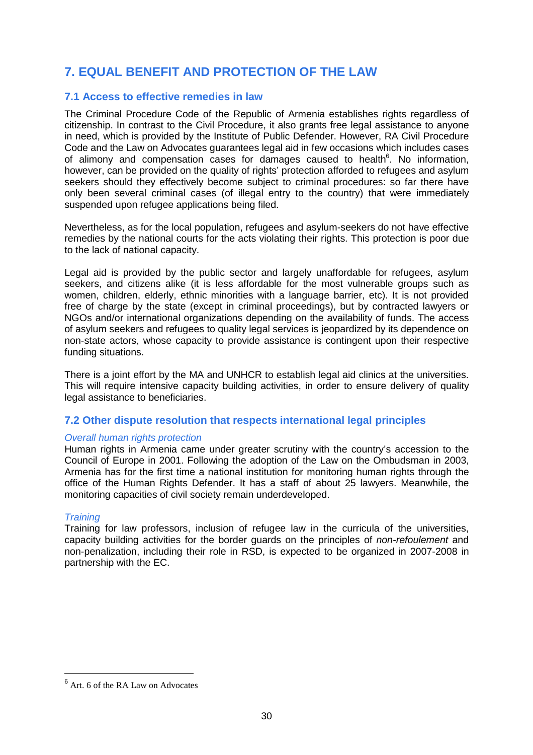# 7. EQUAL BENEFIT AND PROTECTION OF THE LAW

## 7.1 Access to effective remedies in law

The Criminal Procedure Code of the Republic of Armenia establishes rights regardless of citizenship. In contrast to the Civil Procedure, it also grants free legal assistance to anyone in need, which is provided by the Institute of Public Defender. However, RA Civil Procedure Code and the Law on Advocates guarantees legal aid in few occasions which includes cases of alimony and compensation cases for damages caused to health[6]. No information, however, can be provided on the quality of rights' protection afforded to refugees and asylum seekers should they effectively become subject to criminal procedures: so far there have only been several criminal cases (of illegal entry to the country) that were immediately suspended upon refugee applications being filed.

Nevertheless, as for the local population, refugees and asylum-seekers do not have effective remedies by the national courts for the acts violating their rights. This protection is poor due to the lack of national capacity.

Legal aid is provided by the public sector and largely unaffordable for refugees, asylum seekers, and citizens alike (it is less affordable for the most vulnerable groups such as women, children, elderly, ethnic minorities with a language barrier, etc). It is not provided free of charge by the state (except in criminal proceedings), but by contracted lawyers or NGOs and/or international organizations depending on the availability of funds. The access of asylum seekers and refugees to quality legal services is jeopardized by its dependence on non-state actors, whose capacity to provide assistance is contingent upon their respective funding situations.

There is a joint effort by the MA and UNHCR to establish legal aid clinics at the universities. This will require intensive capacity building activities, in order to ensure delivery of quality legal assistance to beneficiaries.

## 7.2 Other dispute resolution that respects international legal principles

*Overall human rights protection*

Human rights in Armenia came under greater scrutiny with the country's accession to the Council of Europe in 2001. Following the adoption of the Law on the Ombudsman in 2003, Armenia has for the first time a national institution for monitoring human rights through the office of the Human Rights Defender. It has a staff of about 25 lawyers. Meanwhile, the monitoring capacities of civil society remain underdeveloped.

*Training*

Training for law professors, inclusion of refugee law in the curricula of the universities, capacity building activities for the border guards on the principles of *non-refoulement* and non-penalization, including their role in RSD, is expected to be organized in 2007-2008 in partnership with the EC.

---

[6] Art. 6 of the RA Law on Advocates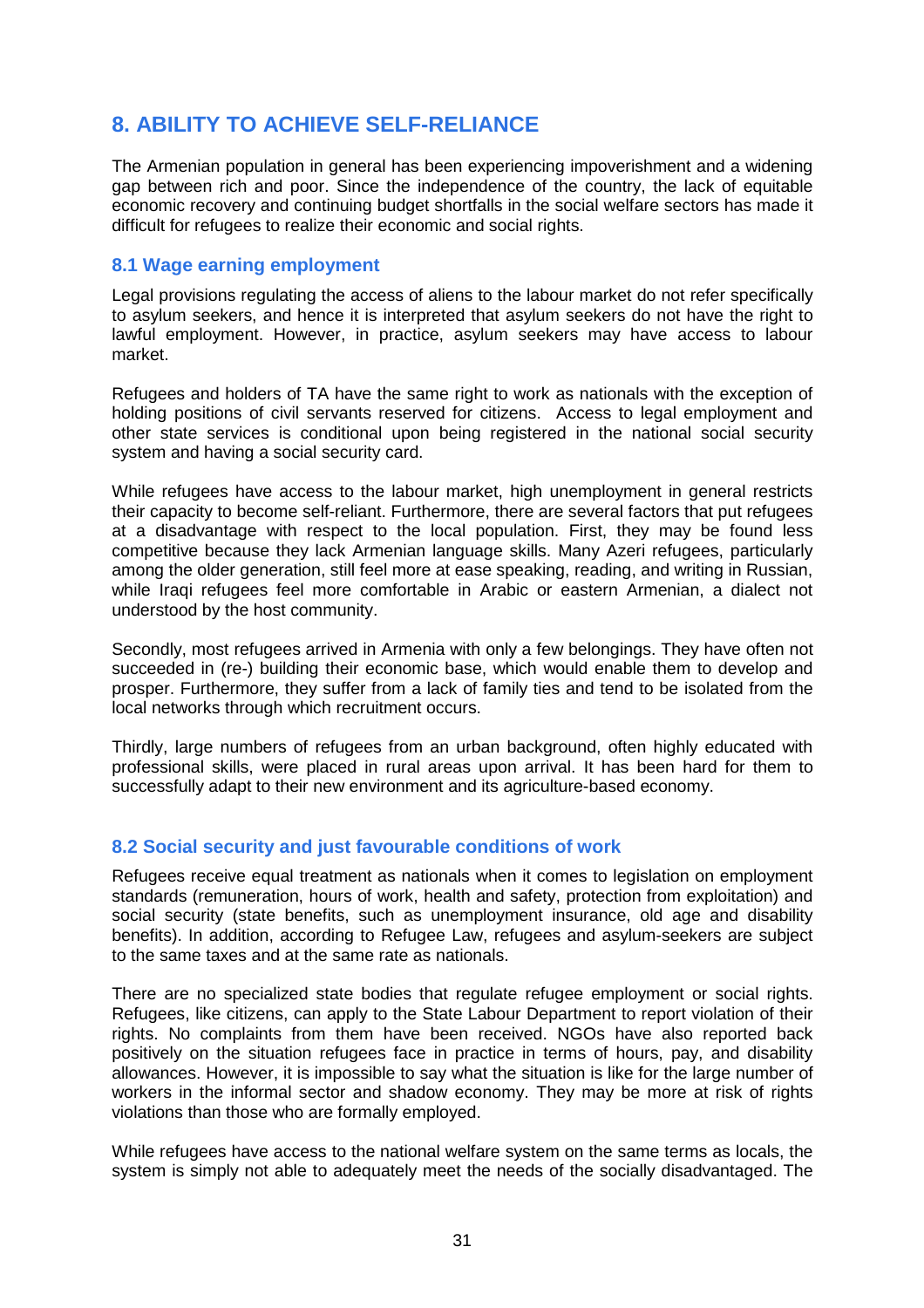## 8. ABILITY TO ACHIEVE SELF-RELIANCE

The Armenian population in general has been experiencing impoverishment and a widening gap between rich and poor. Since the independence of the country, the lack of equitable economic recovery and continuing budget shortfalls in the social welfare sectors has made it difficult for refugees to realize their economic and social rights.

### 8.1 Wage earning employment

Legal provisions regulating the access of aliens to the labour market do not refer specifically to asylum seekers, and hence it is interpreted that asylum seekers do not have the right to lawful employment. However, in practice, asylum seekers may have access to labour market.

Refugees and holders of TA have the same right to work as nationals with the exception of holding positions of civil servants reserved for citizens. Access to legal employment and other state services is conditional upon being registered in the national social security system and having a social security card.

While refugees have access to the labour market, high unemployment in general restricts their capacity to become self-reliant. Furthermore, there are several factors that put refugees at a disadvantage with respect to the local population. First, they may be found less competitive because they lack Armenian language skills. Many Azeri refugees, particularly among the older generation, still feel more at ease speaking, reading, and writing in Russian, while Iraqi refugees feel more comfortable in Arabic or eastern Armenian, a dialect not understood by the host community.

Secondly, most refugees arrived in Armenia with only a few belongings. They have often not succeeded in (re-) building their economic base, which would enable them to develop and prosper. Furthermore, they suffer from a lack of family ties and tend to be isolated from the local networks through which recruitment occurs.

Thirdly, large numbers of refugees from an urban background, often highly educated with professional skills, were placed in rural areas upon arrival. It has been hard for them to successfully adapt to their new environment and its agriculture-based economy.

### 8.2 Social security and just favourable conditions of work

Refugees receive equal treatment as nationals when it comes to legislation on employment standards (remuneration, hours of work, health and safety, protection from exploitation) and social security (state benefits, such as unemployment insurance, old age and disability benefits). In addition, according to Refugee Law, refugees and asylum-seekers are subject to the same taxes and at the same rate as nationals.

There are no specialized state bodies that regulate refugee employment or social rights. Refugees, like citizens, can apply to the State Labour Department to report violation of their rights. No complaints from them have been received. NGOs have also reported back positively on the situation refugees face in practice in terms of hours, pay, and disability allowances. However, it is impossible to say what the situation is like for the large number of workers in the informal sector and shadow economy. They may be more at risk of rights violations than those who are formally employed.

While refugees have access to the national welfare system on the same terms as locals, the system is simply not able to adequately meet the needs of the socially disadvantaged. The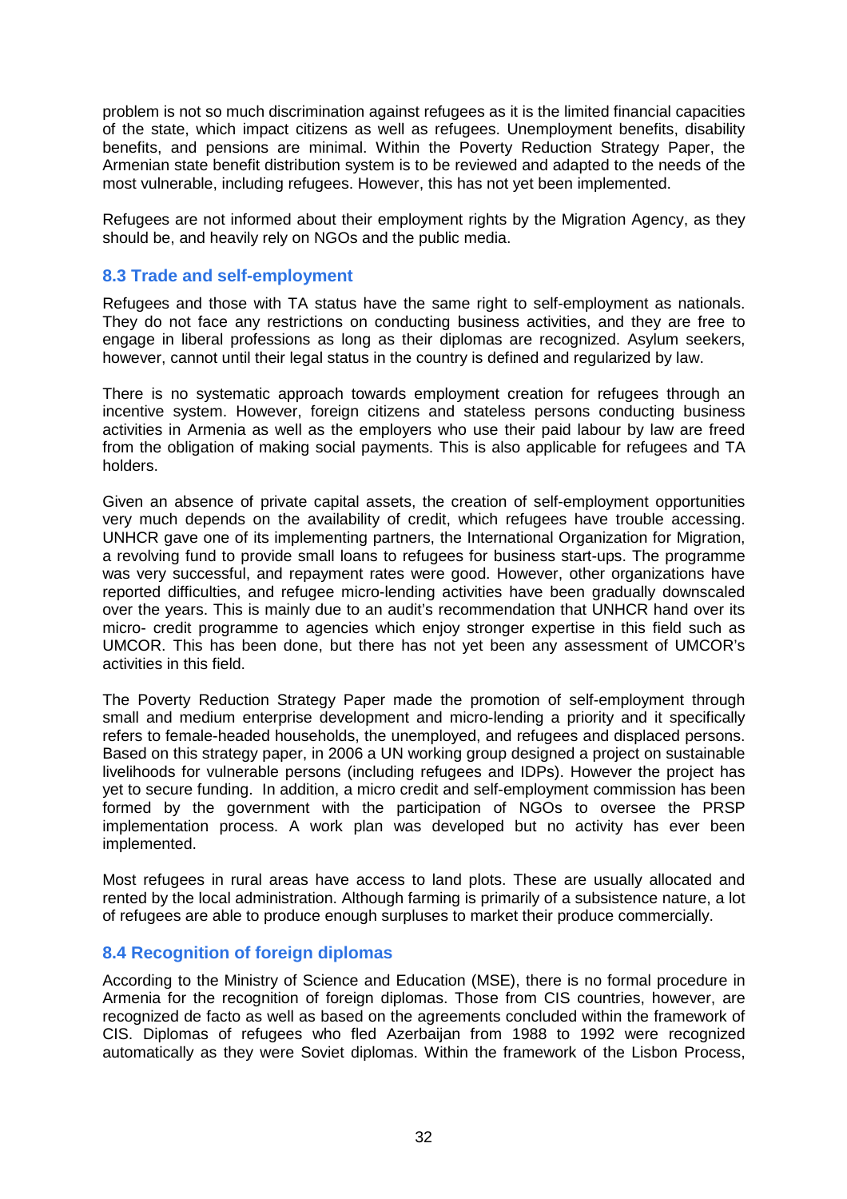problem is not so much discrimination against refugees as it is the limited financial capacities of the state, which impact citizens as well as refugees. Unemployment benefits, disability benefits, and pensions are minimal. Within the Poverty Reduction Strategy Paper, the Armenian state benefit distribution system is to be reviewed and adapted to the needs of the most vulnerable, including refugees. However, this has not yet been implemented.

Refugees are not informed about their employment rights by the Migration Agency, as they should be, and heavily rely on NGOs and the public media.

### 8.3 Trade and self-employment

Refugees and those with TA status have the same right to self-employment as nationals. They do not face any restrictions on conducting business activities, and they are free to engage in liberal professions as long as their diplomas are recognized. Asylum seekers, however, cannot until their legal status in the country is defined and regularized by law.

There is no systematic approach towards employment creation for refugees through an incentive system. However, foreign citizens and stateless persons conducting business activities in Armenia as well as the employers who use their paid labour by law are freed from the obligation of making social payments. This is also applicable for refugees and TA holders.

Given an absence of private capital assets, the creation of self-employment opportunities very much depends on the availability of credit, which refugees have trouble accessing. UNHCR gave one of its implementing partners, the International Organization for Migration, a revolving fund to provide small loans to refugees for business start-ups. The programme was very successful, and repayment rates were good. However, other organizations have reported difficulties, and refugee micro-lending activities have been gradually downscaled over the years. This is mainly due to an audit's recommendation that UNHCR hand over its micro- credit programme to agencies which enjoy stronger expertise in this field such as UMCOR. This has been done, but there has not yet been any assessment of UMCOR's activities in this field.

The Poverty Reduction Strategy Paper made the promotion of self-employment through small and medium enterprise development and micro-lending a priority and it specifically refers to female-headed households, the unemployed, and refugees and displaced persons. Based on this strategy paper, in 2006 a UN working group designed a project on sustainable livelihoods for vulnerable persons (including refugees and IDPs). However the project has yet to secure funding. In addition, a micro credit and self-employment commission has been formed by the government with the participation of NGOs to oversee the PRSP implementation process. A work plan was developed but no activity has ever been implemented.

Most refugees in rural areas have access to land plots. These are usually allocated and rented by the local administration. Although farming is primarily of a subsistence nature, a lot of refugees are able to produce enough surpluses to market their produce commercially.

### 8.4 Recognition of foreign diplomas

According to the Ministry of Science and Education (MSE), there is no formal procedure in Armenia for the recognition of foreign diplomas. Those from CIS countries, however, are recognized de facto as well as based on the agreements concluded within the framework of CIS. Diplomas of refugees who fled Azerbaijan from 1988 to 1992 were recognized automatically as they were Soviet diplomas. Within the framework of the Lisbon Process,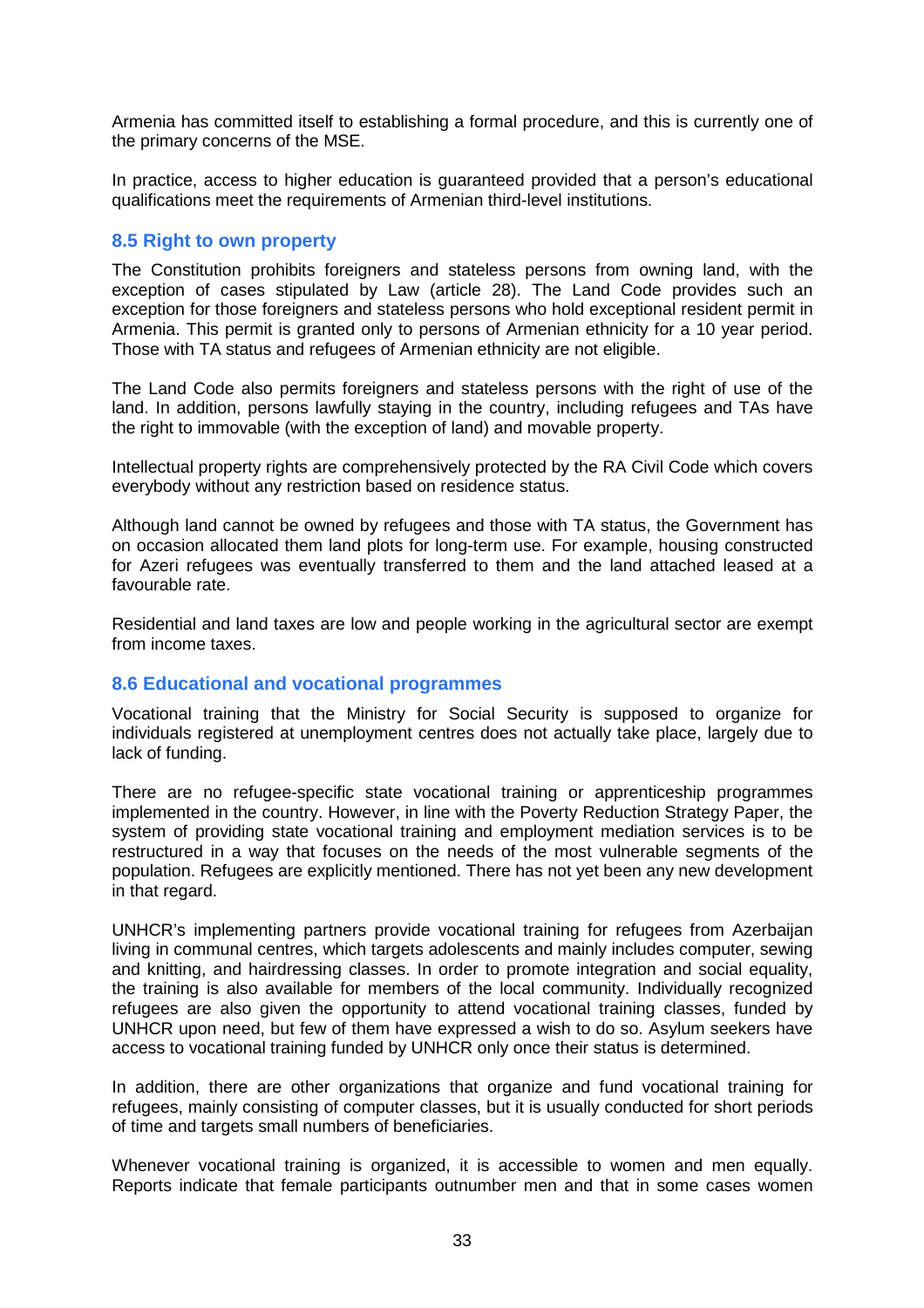Armenia has committed itself to establishing a formal procedure, and this is currently one of the primary concerns of the MSE.

In practice, access to higher education is guaranteed provided that a person's educational qualifications meet the requirements of Armenian third-level institutions.

### 8.5 Right to own property

The Constitution prohibits foreigners and stateless persons from owning land, with the exception of cases stipulated by Law (article 28). The Land Code provides such an exception for those foreigners and stateless persons who hold exceptional resident permit in Armenia. This permit is granted only to persons of Armenian ethnicity for a 10 year period. Those with TA status and refugees of Armenian ethnicity are not eligible.

The Land Code also permits foreigners and stateless persons with the right of use of the land. In addition, persons lawfully staying in the country, including refugees and TAs have the right to immovable (with the exception of land) and movable property.

Intellectual property rights are comprehensively protected by the RA Civil Code which covers everybody without any restriction based on residence status.

Although land cannot be owned by refugees and those with TA status, the Government has on occasion allocated them land plots for long-term use. For example, housing constructed for Azeri refugees was eventually transferred to them and the land attached leased at a favourable rate.

Residential and land taxes are low and people working in the agricultural sector are exempt from income taxes.

### 8.6 Educational and vocational programmes

Vocational training that the Ministry for Social Security is supposed to organize for individuals registered at unemployment centres does not actually take place, largely due to lack of funding.

There are no refugee-specific state vocational training or apprenticeship programmes implemented in the country. However, in line with the Poverty Reduction Strategy Paper, the system of providing state vocational training and employment mediation services is to be restructured in a way that focuses on the needs of the most vulnerable segments of the population. Refugees are explicitly mentioned. There has not yet been any new development in that regard.

UNHCR's implementing partners provide vocational training for refugees from Azerbaijan living in communal centres, which targets adolescents and mainly includes computer, sewing and knitting, and hairdressing classes. In order to promote integration and social equality, the training is also available for members of the local community. Individually recognized refugees are also given the opportunity to attend vocational training classes, funded by UNHCR upon need, but few of them have expressed a wish to do so. Asylum seekers have access to vocational training funded by UNHCR only once their status is determined.

In addition, there are other organizations that organize and fund vocational training for refugees, mainly consisting of computer classes, but it is usually conducted for short periods of time and targets small numbers of beneficiaries.

Whenever vocational training is organized, it is accessible to women and men equally. Reports indicate that female participants outnumber men and that in some cases women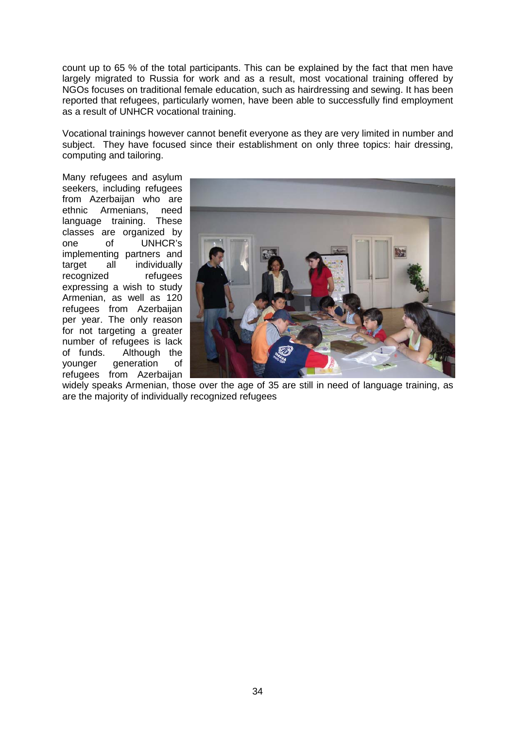count up to 65 % of the total participants. This can be explained by the fact that men have largely migrated to Russia for work and as a result, most vocational training offered by NGOs focuses on traditional female education, such as hairdressing and sewing. It has been reported that refugees, particularly women, have been able to successfully find employment as a result of UNHCR vocational training.

Vocational trainings however cannot benefit everyone as they are very limited in number and subject. They have focused since their establishment on only three topics: hair dressing, computing and tailoring.

Many refugees and asylum seekers, including refugees from Azerbaijan who are ethnic Armenians, need language training. These classes are organized by one of UNHCR's implementing partners and target all individually recognized refugees expressing a wish to study Armenian, as well as 120 refugees from Azerbaijan per year. The only reason for not targeting a greater number of refugees is lack of funds. Although the younger generation of refugees from Azerbaijan widely speaks Armenian, those over the age of 35 are still in need of language training, as are the majority of individually recognized refugees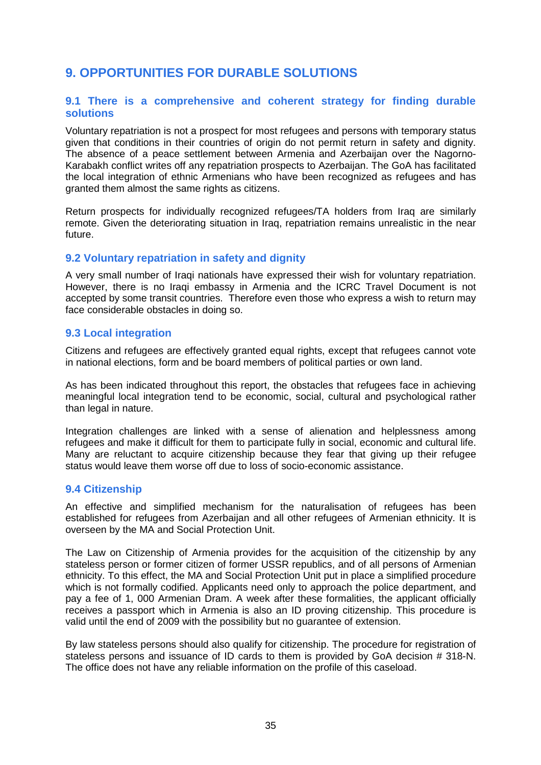## 9. OPPORTUNITIES FOR DURABLE SOLUTIONS

### 9.1 There is a comprehensive and coherent strategy for finding durable solutions

Voluntary repatriation is not a prospect for most refugees and persons with temporary status given that conditions in their countries of origin do not permit return in safety and dignity. The absence of a peace settlement between Armenia and Azerbaijan over the Nagorno-Karabakh conflict writes off any repatriation prospects to Azerbaijan. The GoA has facilitated the local integration of ethnic Armenians who have been recognized as refugees and has granted them almost the same rights as citizens.

Return prospects for individually recognized refugees/TA holders from Iraq are similarly remote. Given the deteriorating situation in Iraq, repatriation remains unrealistic in the near future.

### 9.2 Voluntary repatriation in safety and dignity

A very small number of Iraqi nationals have expressed their wish for voluntary repatriation. However, there is no Iraqi embassy in Armenia and the ICRC Travel Document is not accepted by some transit countries. Therefore even those who express a wish to return may face considerable obstacles in doing so.

### 9.3 Local integration

Citizens and refugees are effectively granted equal rights, except that refugees cannot vote in national elections, form and be board members of political parties or own land.

As has been indicated throughout this report, the obstacles that refugees face in achieving meaningful local integration tend to be economic, social, cultural and psychological rather than legal in nature.

Integration challenges are linked with a sense of alienation and helplessness among refugees and make it difficult for them to participate fully in social, economic and cultural life. Many are reluctant to acquire citizenship because they fear that giving up their refugee status would leave them worse off due to loss of socio-economic assistance.

### 9.4 Citizenship

An effective and simplified mechanism for the naturalisation of refugees has been established for refugees from Azerbaijan and all other refugees of Armenian ethnicity. It is overseen by the MA and Social Protection Unit.

The Law on Citizenship of Armenia provides for the acquisition of the citizenship by any stateless person or former citizen of former USSR republics, and of all persons of Armenian ethnicity. To this effect, the MA and Social Protection Unit put in place a simplified procedure which is not formally codified. Applicants need only to approach the police department, and pay a fee of 1, 000 Armenian Dram. A week after these formalities, the applicant officially receives a passport which in Armenia is also an ID proving citizenship. This procedure is valid until the end of 2009 with the possibility but no guarantee of extension.

By law stateless persons should also qualify for citizenship. The procedure for registration of stateless persons and issuance of ID cards to them is provided by GoA decision # 318-N. The office does not have any reliable information on the profile of this caseload.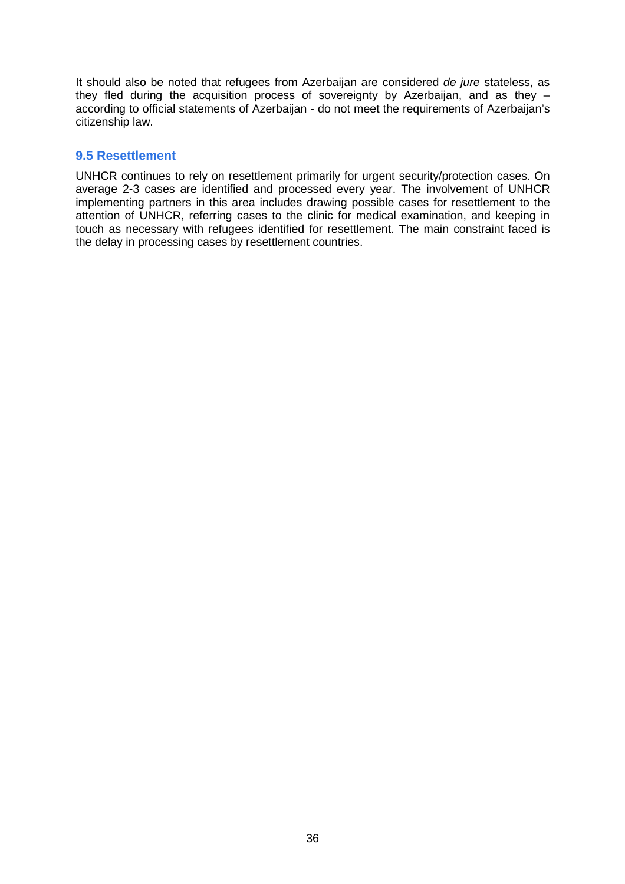It should also be noted that refugees from Azerbaijan are considered *de jure* stateless, as they fled during the acquisition process of sovereignty by Azerbaijan, and as they – according to official statements of Azerbaijan - do not meet the requirements of Azerbaijan's citizenship law.

### 9.5 Resettlement

UNHCR continues to rely on resettlement primarily for urgent security/protection cases. On average 2-3 cases are identified and processed every year. The involvement of UNHCR implementing partners in this area includes drawing possible cases for resettlement to the attention of UNHCR, referring cases to the clinic for medical examination, and keeping in touch as necessary with refugees identified for resettlement. The main constraint faced is the delay in processing cases by resettlement countries.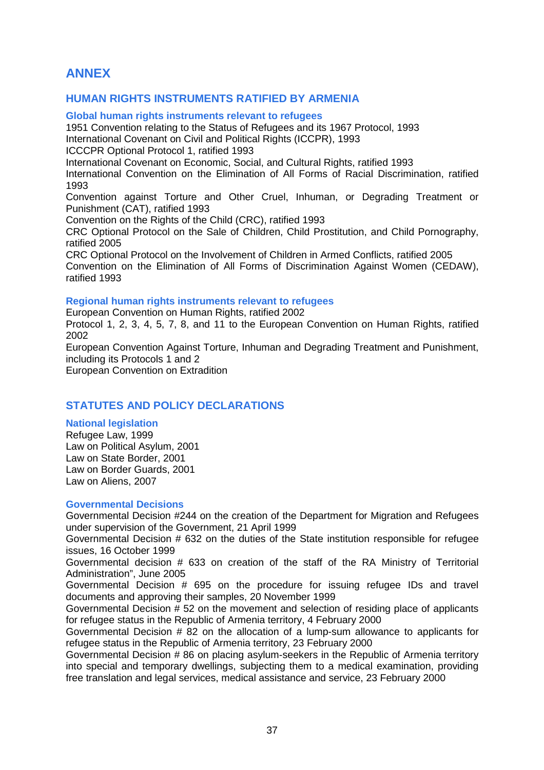# ANNEX

## HUMAN RIGHTS INSTRUMENTS RATIFIED BY ARMENIA

### Global human rights instruments relevant to refugees

1951 Convention relating to the Status of Refugees and its 1967 Protocol, 1993
International Covenant on Civil and Political Rights (ICCPR), 1993
ICCCPR Optional Protocol 1, ratified 1993
International Covenant on Economic, Social, and Cultural Rights, ratified 1993
International Convention on the Elimination of All Forms of Racial Discrimination, ratified 1993
Convention against Torture and Other Cruel, Inhuman, or Degrading Treatment or Punishment (CAT), ratified 1993
Convention on the Rights of the Child (CRC), ratified 1993
CRC Optional Protocol on the Sale of Children, Child Prostitution, and Child Pornography, ratified 2005
CRC Optional Protocol on the Involvement of Children in Armed Conflicts, ratified 2005
Convention on the Elimination of All Forms of Discrimination Against Women (CEDAW), ratified 1993

### Regional human rights instruments relevant to refugees

European Convention on Human Rights, ratified 2002
Protocol 1, 2, 3, 4, 5, 7, 8, and 11 to the European Convention on Human Rights, ratified 2002
European Convention Against Torture, Inhuman and Degrading Treatment and Punishment, including its Protocols 1 and 2
European Convention on Extradition

## STATUTES AND POLICY DECLARATIONS

### National legislation

Refugee Law, 1999
Law on Political Asylum, 2001
Law on State Border, 2001
Law on Border Guards, 2001
Law on Aliens, 2007

### Governmental Decisions

Governmental Decision #244 on the creation of the Department for Migration and Refugees under supervision of the Government, 21 April 1999
Governmental Decision # 632 on the duties of the State institution responsible for refugee issues, 16 October 1999
Governmental decision # 633 on creation of the staff of the RA Ministry of Territorial Administration", June 2005
Governmental Decision # 695 on the procedure for issuing refugee IDs and travel documents and approving their samples, 20 November 1999
Governmental Decision # 52 on the movement and selection of residing place of applicants for refugee status in the Republic of Armenia territory, 4 February 2000
Governmental Decision # 82 on the allocation of a lump-sum allowance to applicants for refugee status in the Republic of Armenia territory, 23 February 2000
Governmental Decision # 86 on placing asylum-seekers in the Republic of Armenia territory into special and temporary dwellings, subjecting them to a medical examination, providing free translation and legal services, medical assistance and service, 23 February 2000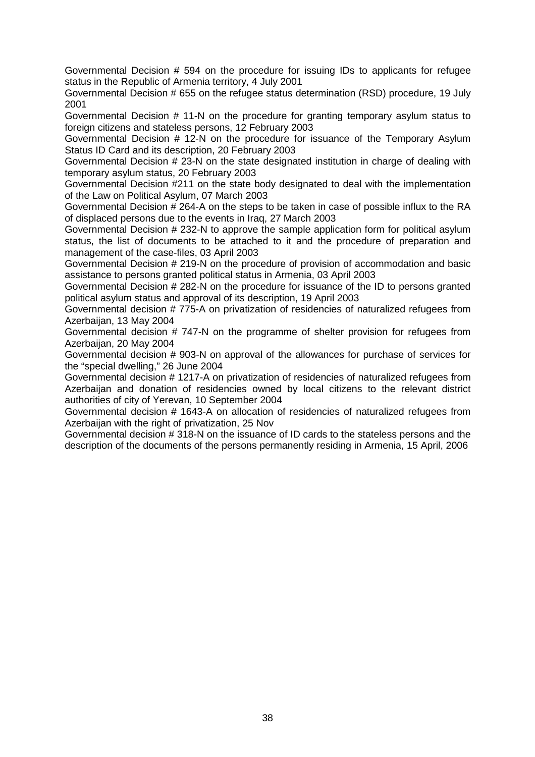Governmental Decision # 594 on the procedure for issuing IDs to applicants for refugee status in the Republic of Armenia territory, 4 July 2001

Governmental Decision # 655 on the refugee status determination (RSD) procedure, 19 July 2001

Governmental Decision # 11-N on the procedure for granting temporary asylum status to foreign citizens and stateless persons, 12 February 2003

Governmental Decision # 12-N on the procedure for issuance of the Temporary Asylum Status ID Card and its description, 20 February 2003

Governmental Decision # 23-N on the state designated institution in charge of dealing with temporary asylum status, 20 February 2003

Governmental Decision #211 on the state body designated to deal with the implementation of the Law on Political Asylum, 07 March 2003

Governmental Decision # 264-A on the steps to be taken in case of possible influx to the RA of displaced persons due to the events in Iraq, 27 March 2003

Governmental Decision # 232-N to approve the sample application form for political asylum status, the list of documents to be attached to it and the procedure of preparation and management of the case-files, 03 April 2003

Governmental Decision # 219-N on the procedure of provision of accommodation and basic assistance to persons granted political status in Armenia, 03 April 2003

Governmental Decision # 282-N on the procedure for issuance of the ID to persons granted political asylum status and approval of its description, 19 April 2003

Governmental decision # 775-A on privatization of residencies of naturalized refugees from Azerbaijan, 13 May 2004

Governmental decision # 747-N on the programme of shelter provision for refugees from Azerbaijan, 20 May 2004

Governmental decision # 903-N on approval of the allowances for purchase of services for the "special dwelling," 26 June 2004

Governmental decision # 1217-A on privatization of residencies of naturalized refugees from Azerbaijan and donation of residencies owned by local citizens to the relevant district authorities of city of Yerevan, 10 September 2004

Governmental decision # 1643-A on allocation of residencies of naturalized refugees from Azerbaijan with the right of privatization, 25 Nov

Governmental decision # 318-N on the issuance of ID cards to the stateless persons and the description of the documents of the persons permanently residing in Armenia, 15 April, 2006